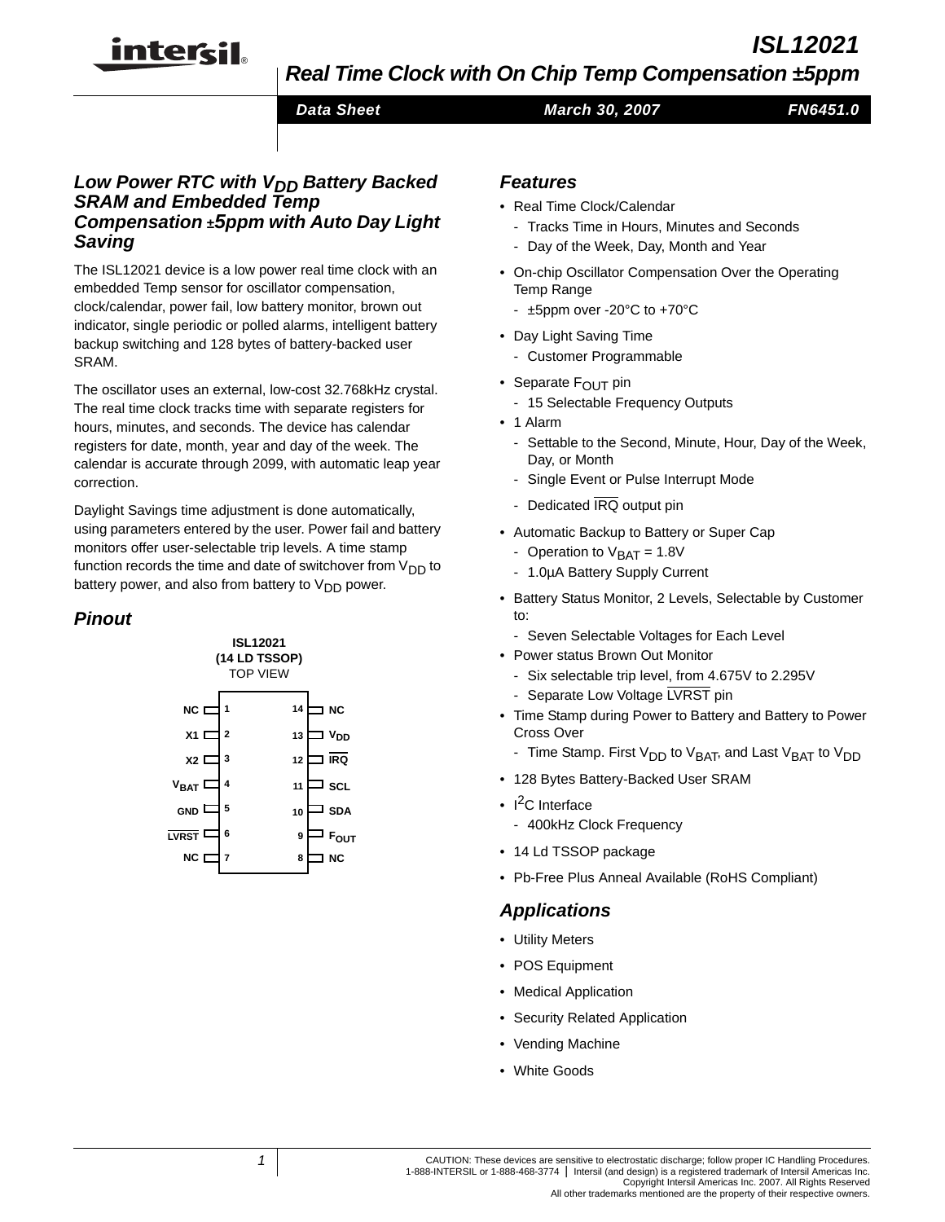# ISL12021

## Real Time Clock with On Chip Temp Compensation ±5ppm

Data Sheet — March 30, 2007 — FN6451.0

### Low Power RTC with $V_{DD}$ Battery Backed SRAM and Embedded Temp Compensation ±5ppm with Auto Day Light Saving

The ISL12021 device is a low power real time clock with an embedded Temp sensor for oscillator compensation, clock/calendar, power fail, low battery monitor, brown out indicator, single periodic or polled alarms, intelligent battery backup switching and 128 bytes of battery-backed user SRAM.

The oscillator uses an external, low-cost 32.768kHz crystal. The real time clock tracks time with separate registers for hours, minutes, and seconds. The device has calendar registers for date, month, year and day of the week. The calendar is accurate through 2099, with automatic leap year correction.

Daylight Savings time adjustment is done automatically, using parameters entered by the user. Power fail and battery monitors offer user-selectable trip levels. A time stamp function records the time and date of switchover from $V_{DD}$ to battery power, and also from battery to $V_{DD}$ power.

### Pinout

**ISL12021 (14 LD TSSOP)**
TOP VIEW

| Pin | Name | Pin | Name |
|---|---|---|---|
| 1 | NC | 14 | NC |
| 2 | X1 | 13 | $V_{DD}$ |
| 3 | X2 | 12 | $\overline{IRQ}$ |
| 4 | $V_{BAT}$ | 11 | SCL |
| 5 | GND | 10 | SDA |
| 6 | $\overline{LVRST}$ | 9 | $F_{OUT}$ |
| 7 | NC | 8 | NC |

### Features

- Real Time Clock/Calendar
  - Tracks Time in Hours, Minutes and Seconds
  - Day of the Week, Day, Month and Year
- On-chip Oscillator Compensation Over the Operating Temp Range
  - ±5ppm over -20°C to +70°C
- Day Light Saving Time
  - Customer Programmable
- Separate $F_{OUT}$ pin
  - 15 Selectable Frequency Outputs
- 1 Alarm
  - Settable to the Second, Minute, Hour, Day of the Week, Day, or Month
  - Single Event or Pulse Interrupt Mode
  - Dedicated $\overline{IRQ}$ output pin
- Automatic Backup to Battery or Super Cap
  - Operation to $V_{BAT}$ = 1.8V
  - 1.0µA Battery Supply Current
- Battery Status Monitor, 2 Levels, Selectable by Customer to:
  - Seven Selectable Voltages for Each Level
- Power status Brown Out Monitor
  - Six selectable trip level, from 4.675V to 2.295V
  - Separate Low Voltage $\overline{LVRST}$ pin
- Time Stamp during Power to Battery and Battery to Power Cross Over
  - Time Stamp. First $V_{DD}$ to $V_{BAT}$, and Last $V_{BAT}$ to $V_{DD}$
- 128 Bytes Battery-Backed User SRAM
- $I^2C$ Interface
  - 400kHz Clock Frequency
- 14 Ld TSSOP package
- Pb-Free Plus Anneal Available (RoHS Compliant)

### Applications

- Utility Meters
- POS Equipment
- Medical Application
- Security Related Application
- Vending Machine
- White Goods

CAUTION: These devices are sensitive to electrostatic discharge; follow proper IC Handling Procedures.
1-888-INTERSIL or 1-888-468-3774 | Intersil (and design) is a registered trademark of Intersil Americas Inc.
Copyright Intersil Americas Inc. 2007. All Rights Reserved
All other trademarks mentioned are the property of their respective owners.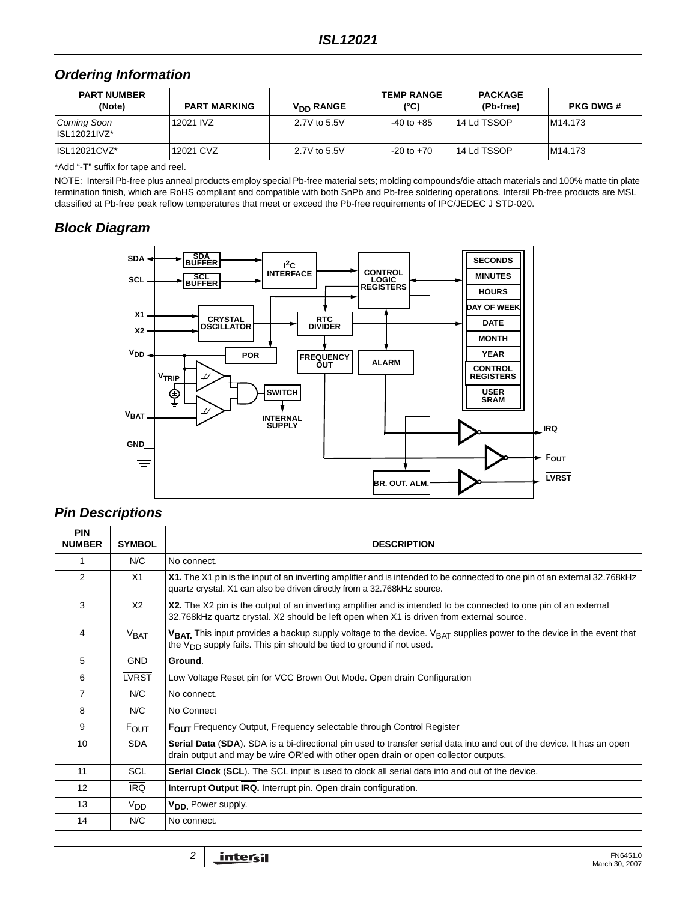## Ordering Information

| PART NUMBER (Note) | PART MARKING | $V_{DD}$ RANGE | TEMP RANGE (°C) | PACKAGE (Pb-free) | PKG DWG # |
|---|---|---|---|---|---|
| *Coming Soon* ISL12021IVZ* | 12021 IVZ | 2.7V to 5.5V | -40 to +85 | 14 Ld TSSOP | M14.173 |
| ISL12021CVZ* | 12021 CVZ | 2.7V to 5.5V | -20 to +70 | 14 Ld TSSOP | M14.173 |

*Add "-T" suffix for tape and reel.

NOTE: Intersil Pb-free plus anneal products employ special Pb-free material sets; molding compounds/die attach materials and 100% matte tin plate termination finish, which are RoHS compliant and compatible with both SnPb and Pb-free soldering operations. Intersil Pb-free products are MSL classified at Pb-free peak reflow temperatures that meet or exceed the Pb-free requirements of IPC/JEDEC J STD-020.

## Block Diagram

SDA, SCL, X1, X2, $V_{DD}$, $V_{TRIP}$, $V_{BAT}$, GND, SDA BUFFER, SCL BUFFER, $I^2C$ INTERFACE, CONTROL LOGIC REGISTERS, CRYSTAL OSCILLATOR, RTC DIVIDER, POR, FREQUENCY OUT, ALARM, SWITCH, INTERNAL SUPPLY, SECONDS, MINUTES, HOURS, DAY OF WEEK, DATE, MONTH, YEAR, CONTROL REGISTERS, USER SRAM, BR. OUT. ALM., IRQ, $F_{OUT}$, LVRST

## Pin Descriptions

| PIN NUMBER | SYMBOL | DESCRIPTION |
|---|---|---|
| 1 | N/C | No connect. |
| 2 | X1 | **X1.** The X1 pin is the input of an inverting amplifier and is intended to be connected to one pin of an external 32.768kHz quartz crystal. X1 can also be driven directly from a 32.768kHz source. |
| 3 | X2 | **X2.** The X2 pin is the output of an inverting amplifier and is intended to be connected to one pin of an external 32.768kHz quartz crystal. X2 should be left open when X1 is driven from external source. |
| 4 | $V_{BAT}$ | **$V_{BAT}$.** This input provides a backup supply voltage to the device. $V_{BAT}$ supplies power to the device in the event that the $V_{DD}$ supply fails. This pin should be tied to ground if not used. |
| 5 | GND | **Ground**. |
| 6 | $\overline{LVRST}$ | Low Voltage Reset pin for VCC Brown Out Mode. Open drain Configuration |
| 7 | N/C | No connect. |
| 8 | N/C | No Connect |
| 9 | $F_{OUT}$ | **$F_{OUT}$** Frequency Output, Frequency selectable through Control Register |
| 10 | SDA | **Serial Data** (**SDA**). SDA is a bi-directional pin used to transfer serial data into and out of the device. It has an open drain output and may be wire OR'ed with other open drain or open collector outputs. |
| 11 | SCL | **Serial Clock** (**SCL**). The SCL input is used to clock all serial data into and out of the device. |
| 12 | $\overline{IRQ}$ | **Interrupt Output $\overline{IRQ}$.** Interrupt pin. Open drain configuration. |
| 13 | $V_{DD}$ | **$V_{DD}$.** Power supply. |
| 14 | N/C | No connect. |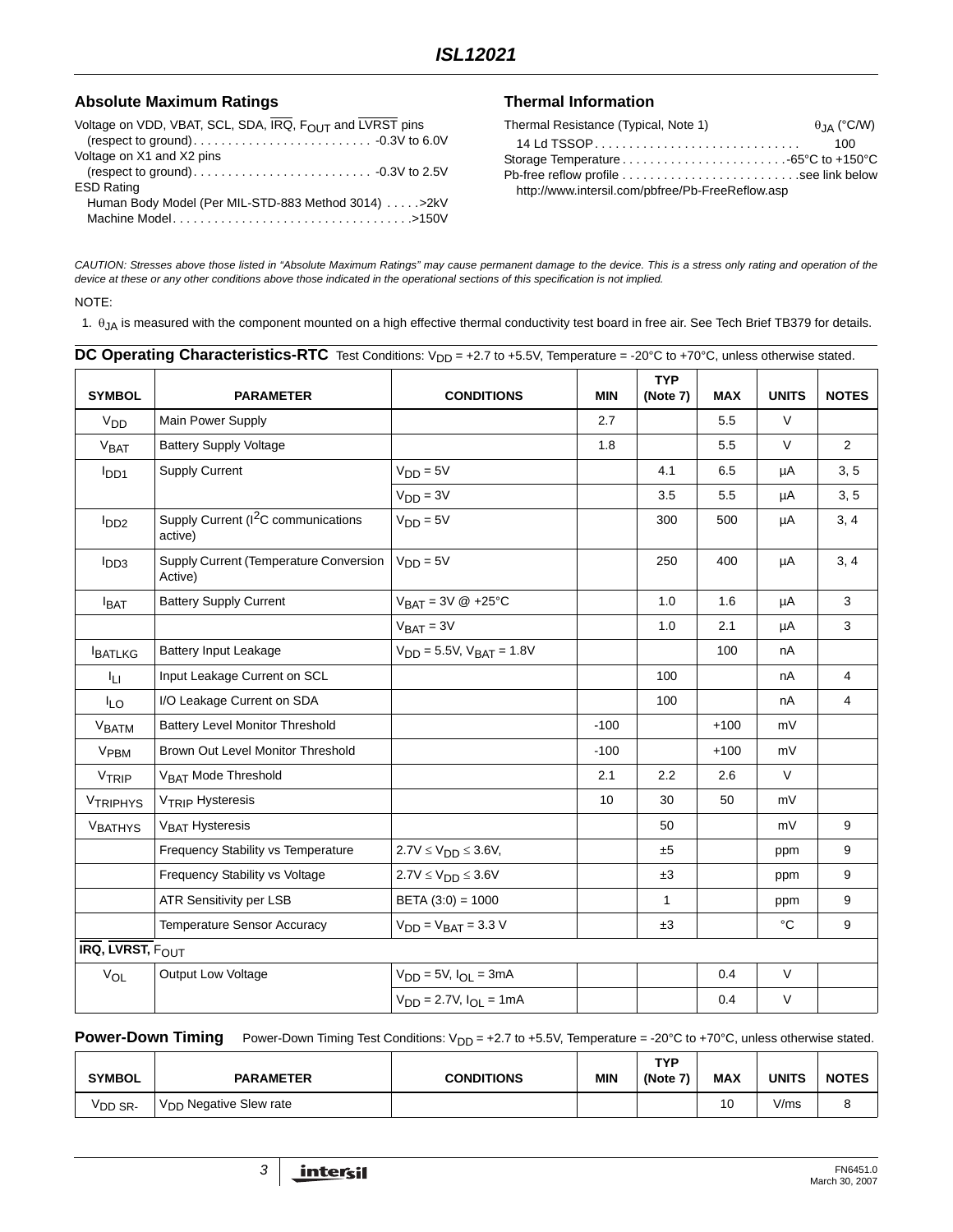## Absolute Maximum Ratings

Voltage on VDD, VBAT, SCL, SDA, $\overline{IRQ}$, $F_{OUT}$ and $\overline{LVRST}$ pins
(respect to ground) . . . . . . . . . . . . . . . . . . . . . . . . . . -0.3V to 6.0V
Voltage on X1 and X2 pins
(respect to ground) . . . . . . . . . . . . . . . . . . . . . . . . . . -0.3V to 2.5V
ESD Rating
Human Body Model (Per MIL-STD-883 Method 3014) . . . . .>2kV
Machine Model. . . . . . . . . . . . . . . . . . . . . . . . . . . . . . . . . . .>150V

## Thermal Information

Thermal Resistance (Typical, Note 1) $\theta_{JA}$ (°C/W)
14 Ld TSSOP. . . . . . . . . . . . . . . . . . . . . . . . . . . . . . 100
Storage Temperature . . . . . . . . . . . . . . . . . . . . . . . . -65°C to +150°C
Pb-free reflow profile . . . . . . . . . . . . . . . . . . . . . . . . . .see link below
http://www.intersil.com/pbfree/Pb-FreeReflow.asp

*CAUTION: Stresses above those listed in "Absolute Maximum Ratings" may cause permanent damage to the device. This is a stress only rating and operation of the device at these or any other conditions above those indicated in the operational sections of this specification is not implied.*

NOTE:

1. $\theta_{JA}$ is measured with the component mounted on a high effective thermal conductivity test board in free air. See Tech Brief TB379 for details.

## DC Operating Characteristics-RTC

Test Conditions: $V_{DD}$ = +2.7 to +5.5V, Temperature = -20°C to +70°C, unless otherwise stated.

| SYMBOL | PARAMETER | CONDITIONS | MIN | TYP (Note 7) | MAX | UNITS | NOTES |
|---|---|---|---|---|---|---|---|
| $V_{DD}$ | Main Power Supply | | 2.7 | | 5.5 | V | |
| $V_{BAT}$ | Battery Supply Voltage | | 1.8 | | 5.5 | V | 2 |
| $I_{DD1}$ | Supply Current | $V_{DD}$ = 5V | | 4.1 | 6.5 | µA | 3, 5 |
| | | $V_{DD}$ = 3V | | 3.5 | 5.5 | µA | 3, 5 |
| $I_{DD2}$ | Supply Current ($I^2C$ communications active) | $V_{DD}$ = 5V | | 300 | 500 | µA | 3, 4 |
| $I_{DD3}$ | Supply Current (Temperature Conversion Active) | $V_{DD}$ = 5V | | 250 | 400 | µA | 3, 4 |
| $I_{BAT}$ | Battery Supply Current | $V_{BAT}$ = 3V @ +25°C | | 1.0 | 1.6 | µA | 3 |
| | | $V_{BAT}$ = 3V | | 1.0 | 2.1 | µA | 3 |
| $I_{BATLKG}$ | Battery Input Leakage | $V_{DD}$ = 5.5V, $V_{BAT}$ = 1.8V | | | 100 | nA | |
| $I_{LI}$ | Input Leakage Current on SCL | | | 100 | | nA | 4 |
| $I_{LO}$ | I/O Leakage Current on SDA | | | 100 | | nA | 4 |
| $V_{BATM}$ | Battery Level Monitor Threshold | | -100 | | +100 | mV | |
| $V_{PBM}$ | Brown Out Level Monitor Threshold | | -100 | | +100 | mV | |
| $V_{TRIP}$ | $V_{BAT}$ Mode Threshold | | 2.1 | 2.2 | 2.6 | V | |
| $V_{TRIPHYS}$ | $V_{TRIP}$ Hysteresis | | 10 | 30 | 50 | mV | |
| $V_{BATHYS}$ | $V_{BAT}$ Hysteresis | | | 50 | | mV | 9 |
| | Frequency Stability vs Temperature | $2.7V \leq V_{DD} \leq 3.6V$, | | ±5 | | ppm | 9 |
| | Frequency Stability vs Voltage | $2.7V \leq V_{DD} \leq 3.6V$ | | ±3 | | ppm | 9 |
| | ATR Sensitivity per LSB | BETA (3:0) = 1000 | | 1 | | ppm | 9 |
| | Temperature Sensor Accuracy | $V_{DD}$ = $V_{BAT}$ = 3.3 V | | ±3 | | °C | 9 |
| **$\overline{IRQ}$, $\overline{LVRST}$, $F_{OUT}$** | | | | | | | |
| $V_{OL}$ | Output Low Voltage | $V_{DD}$ = 5V, $I_{OL}$ = 3mA | | | 0.4 | V | |
| | | $V_{DD}$ = 2.7V, $I_{OL}$ = 1mA | | | 0.4 | V | |

## Power-Down Timing

Power-Down Timing Test Conditions: $V_{DD}$ = +2.7 to +5.5V, Temperature = -20°C to +70°C, unless otherwise stated.

| SYMBOL | PARAMETER | CONDITIONS | MIN | TYP (Note 7) | MAX | UNITS | NOTES |
|---|---|---|---|---|---|---|---|
| $V_{DD\ SR-}$ | $V_{DD}$ Negative Slew rate | | | | 10 | V/ms | 8 |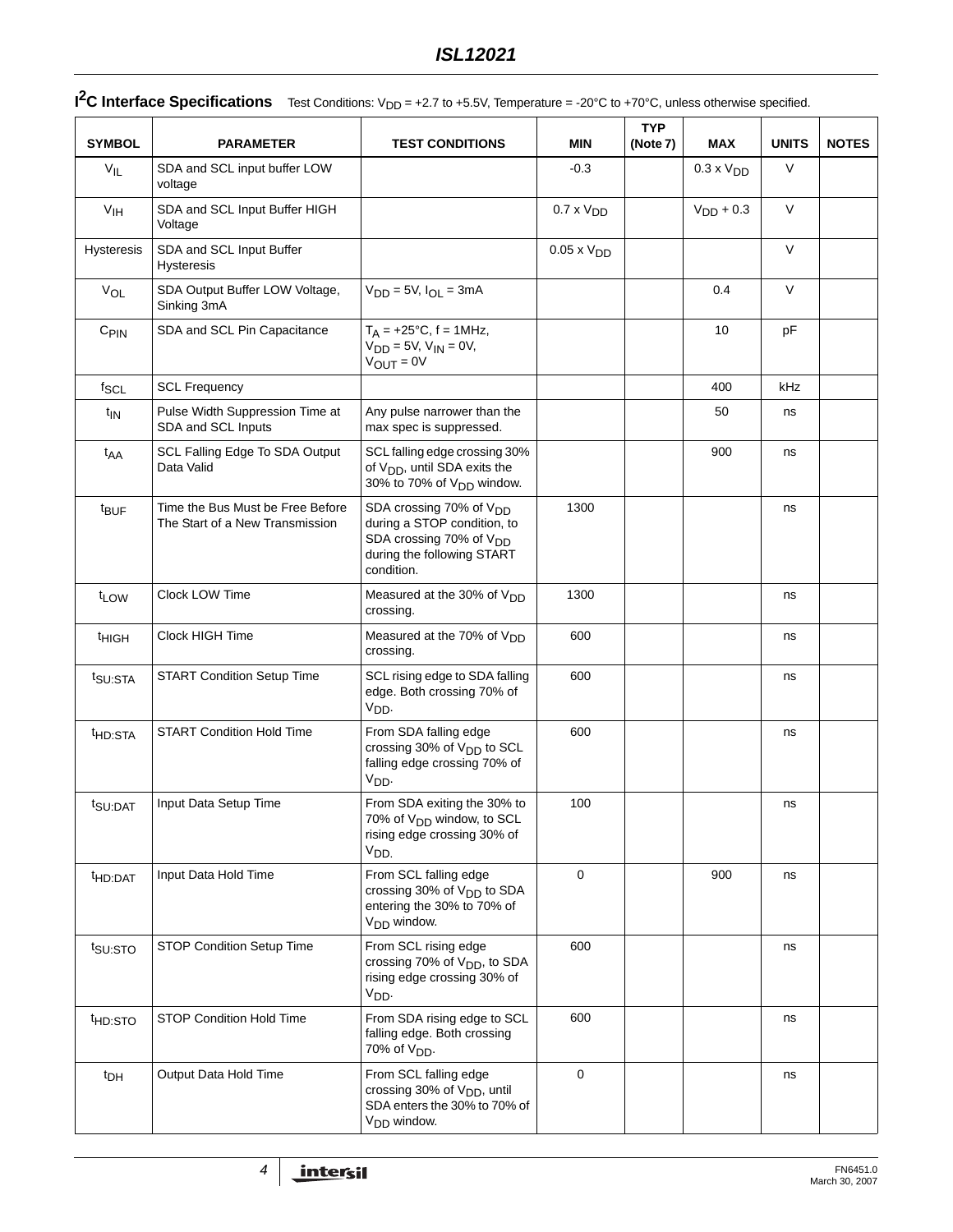## $I^2C$ Interface Specifications

Test Conditions: $V_{DD}$ = +2.7 to +5.5V, Temperature = -20°C to +70°C, unless otherwise specified.

| SYMBOL | PARAMETER | TEST CONDITIONS | MIN | TYP (Note 7) | MAX | UNITS | NOTES |
|---|---|---|---|---|---|---|---|
| $V_{IL}$ | SDA and SCL input buffer LOW voltage | | -0.3 | | 0.3 x $V_{DD}$ | V | |
| $V_{IH}$ | SDA and SCL Input Buffer HIGH Voltage | | 0.7 x $V_{DD}$ | | $V_{DD}$ + 0.3 | V | |
| Hysteresis | SDA and SCL Input Buffer Hysteresis | | 0.05 x $V_{DD}$ | | | V | |
| $V_{OL}$ | SDA Output Buffer LOW Voltage, Sinking 3mA | $V_{DD}$ = 5V, $I_{OL}$ = 3mA | | | 0.4 | V | |
| $C_{PIN}$ | SDA and SCL Pin Capacitance | $T_A$ = +25°C, f = 1MHz, $V_{DD}$ = 5V, $V_{IN}$ = 0V, $V_{OUT}$ = 0V | | | 10 | pF | |
| $f_{SCL}$ | SCL Frequency | | | | 400 | kHz | |
| $t_{IN}$ | Pulse Width Suppression Time at SDA and SCL Inputs | Any pulse narrower than the max spec is suppressed. | | | 50 | ns | |
| $t_{AA}$ | SCL Falling Edge To SDA Output Data Valid | SCL falling edge crossing 30% of $V_{DD}$, until SDA exits the 30% to 70% of $V_{DD}$ window. | | | 900 | ns | |
| $t_{BUF}$ | Time the Bus Must be Free Before The Start of a New Transmission | SDA crossing 70% of $V_{DD}$ during a STOP condition, to SDA crossing 70% of $V_{DD}$ during the following START condition. | 1300 | | | ns | |
| $t_{LOW}$ | Clock LOW Time | Measured at the 30% of $V_{DD}$ crossing. | 1300 | | | ns | |
| $t_{HIGH}$ | Clock HIGH Time | Measured at the 70% of $V_{DD}$ crossing. | 600 | | | ns | |
| $t_{SU:STA}$ | START Condition Setup Time | SCL rising edge to SDA falling edge. Both crossing 70% of $V_{DD}$. | 600 | | | ns | |
| $t_{HD:STA}$ | START Condition Hold Time | From SDA falling edge crossing 30% of $V_{DD}$ to SCL falling edge crossing 70% of $V_{DD}$. | 600 | | | ns | |
| $t_{SU:DAT}$ | Input Data Setup Time | From SDA exiting the 30% to 70% of $V_{DD}$ window, to SCL rising edge crossing 30% of $V_{DD}$. | 100 | | | ns | |
| $t_{HD:DAT}$ | Input Data Hold Time | From SCL falling edge crossing 30% of $V_{DD}$ to SDA entering the 30% to 70% of $V_{DD}$ window. | 0 | | 900 | ns | |
| $t_{SU:STO}$ | STOP Condition Setup Time | From SCL rising edge crossing 70% of $V_{DD}$, to SDA rising edge crossing 30% of $V_{DD}$. | 600 | | | ns | |
| $t_{HD:STO}$ | STOP Condition Hold Time | From SDA rising edge to SCL falling edge. Both crossing 70% of $V_{DD}$. | 600 | | | ns | |
| $t_{DH}$ | Output Data Hold Time | From SCL falling edge crossing 30% of $V_{DD}$, until SDA enters the 30% to 70% of $V_{DD}$ window. | 0 | | | ns | |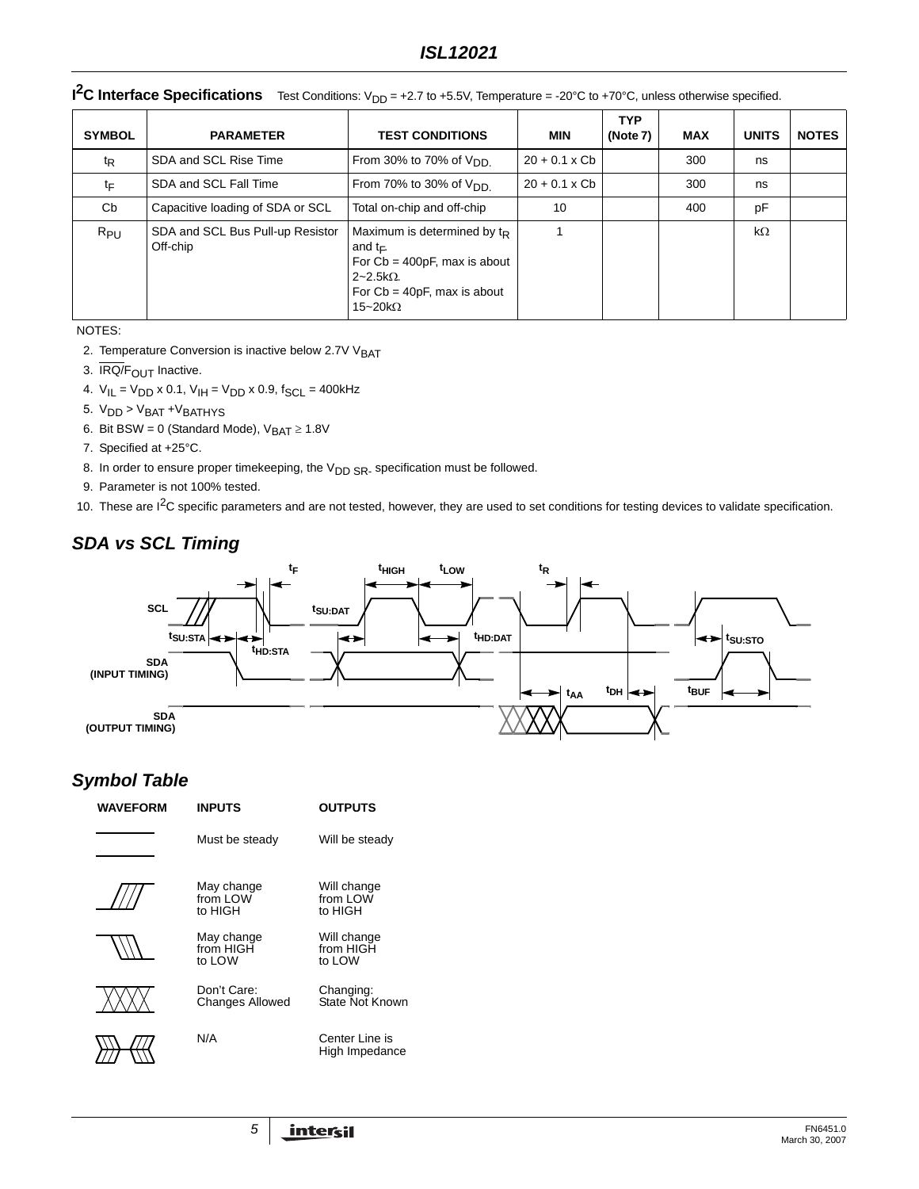## $I^2C$ Interface Specifications

Test Conditions: $V_{DD}$ = +2.7 to +5.5V, Temperature = -20°C to +70°C, unless otherwise specified.

| SYMBOL | PARAMETER | TEST CONDITIONS | MIN | TYP (Note 7) | MAX | UNITS | NOTES |
|---|---|---|---|---|---|---|---|
| $t_R$ | SDA and SCL Rise Time | From 30% to 70% of $V_{DD}$. | 20 + 0.1 x Cb | | 300 | ns | |
| $t_F$ | SDA and SCL Fall Time | From 70% to 30% of $V_{DD}$. | 20 + 0.1 x Cb | | 300 | ns | |
| Cb | Capacitive loading of SDA or SCL | Total on-chip and off-chip | 10 | | 400 | pF | |
| $R_{PU}$ | SDA and SCL Bus Pull-up Resistor Off-chip | Maximum is determined by $t_R$ and $t_F$. For Cb = 400pF, max is about 2~2.5kΩ. For Cb = 40pF, max is about 15~20kΩ | 1 | | | kΩ | |

NOTES:

2. Temperature Conversion is inactive below 2.7V $V_{BAT}$
3. $\overline{IRQ}/F_{OUT}$ Inactive.
4. $V_{IL} = V_{DD}$ x 0.1, $V_{IH} = V_{DD}$ x 0.9, $f_{SCL}$ = 400kHz
5. $V_{DD} > V_{BAT} + V_{BATHYS}$
6. Bit BSW = 0 (Standard Mode), $V_{BAT} \geq 1.8V$
7. Specified at +25°C.
8. In order to ensure proper timekeeping, the $V_{DD\ SR-}$ specification must be followed.
9. Parameter is not 100% tested.
10. These are $I^2C$ specific parameters and are not tested, however, they are used to set conditions for testing devices to validate specification.

## SDA vs SCL Timing

SCL, SDA (INPUT TIMING), SDA (OUTPUT TIMING): $t_F$, $t_{HIGH}$, $t_{LOW}$, $t_R$, $t_{SU:DAT}$, $t_{SU:STA}$, $t_{HD:STA}$, $t_{HD:DAT}$, $t_{SU:STO}$, $t_{AA}$, $t_{DH}$, $t_{BUF}$

## Symbol Table

| WAVEFORM | INPUTS | OUTPUTS |
|---|---|---|
| (steady) | Must be steady | Will be steady |
| (LOW to HIGH) | May change from LOW to HIGH | Will change from LOW to HIGH |
| (HIGH to LOW) | May change from HIGH to LOW | Will change from HIGH to LOW |
| (changing) | Don't Care: Changes Allowed | Changing: State Not Known |
| (high impedance) | N/A | Center Line is High Impedance |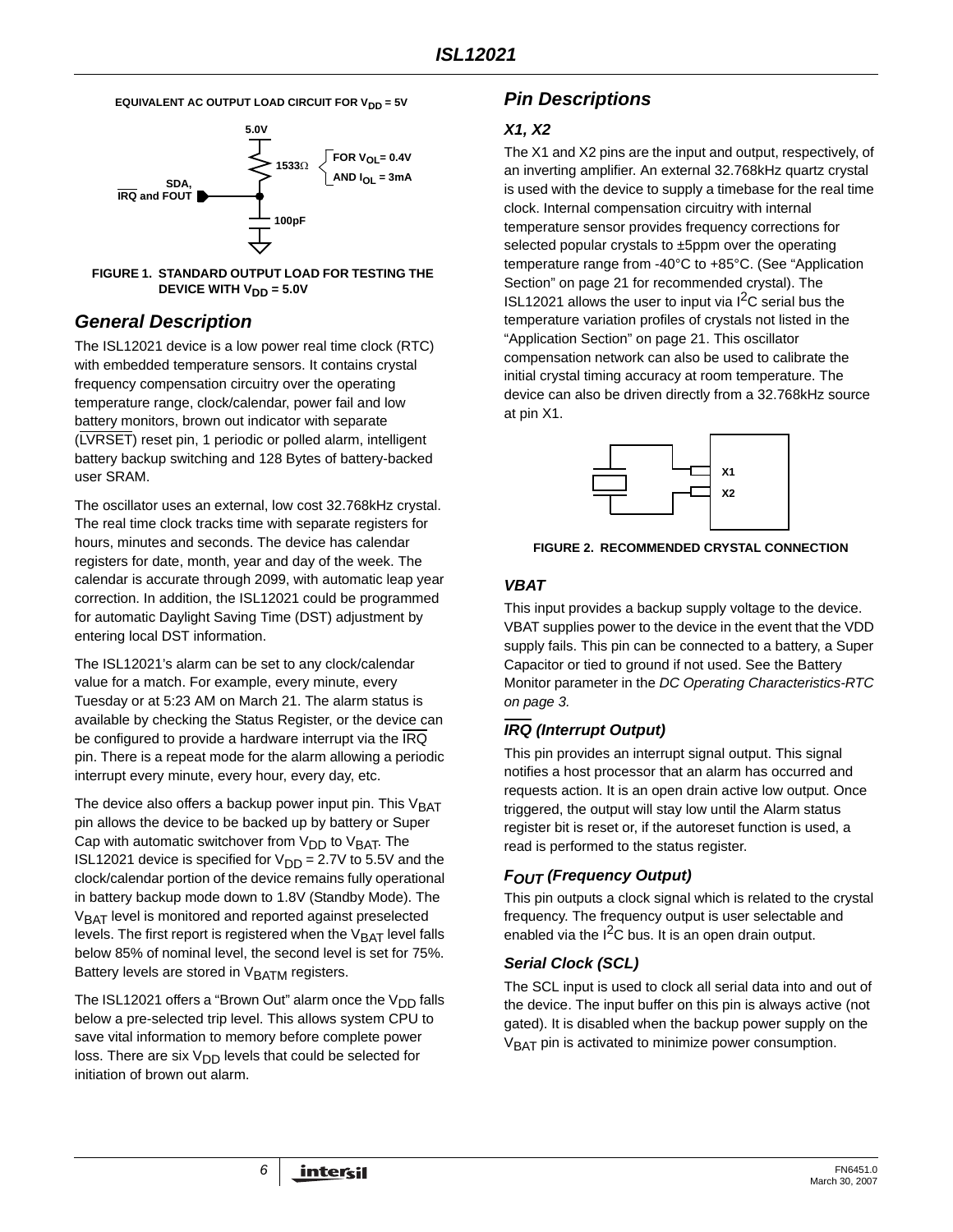EQUIVALENT AC OUTPUT LOAD CIRCUIT FOR $V_{DD}$ = 5V

5.0V

1533Ω

FOR $V_{OL}$= 0.4V AND $I_{OL}$ = 3mA

SDA, $\overline{IRQ}$ and FOUT

100pF

FIGURE 1. STANDARD OUTPUT LOAD FOR TESTING THE DEVICE WITH $V_{DD}$ = 5.0V

## General Description

The ISL12021 device is a low power real time clock (RTC) with embedded temperature sensors. It contains crystal frequency compensation circuitry over the operating temperature range, clock/calendar, power fail and low battery monitors, brown out indicator with separate ($\overline{LVRSET}$) reset pin, 1 periodic or polled alarm, intelligent battery backup switching and 128 Bytes of battery-backed user SRAM.

The oscillator uses an external, low cost 32.768kHz crystal. The real time clock tracks time with separate registers for hours, minutes and seconds. The device has calendar registers for date, month, year and day of the week. The calendar is accurate through 2099, with automatic leap year correction. In addition, the ISL12021 could be programmed for automatic Daylight Saving Time (DST) adjustment by entering local DST information.

The ISL12021's alarm can be set to any clock/calendar value for a match. For example, every minute, every Tuesday or at 5:23 AM on March 21. The alarm status is available by checking the Status Register, or the device can be configured to provide a hardware interrupt via the $\overline{IRQ}$ pin. There is a repeat mode for the alarm allowing a periodic interrupt every minute, every hour, every day, etc.

The device also offers a backup power input pin. This $V_{BAT}$ pin allows the device to be backed up by battery or Super Cap with automatic switchover from $V_{DD}$ to $V_{BAT}$. The ISL12021 device is specified for $V_{DD}$ = 2.7V to 5.5V and the clock/calendar portion of the device remains fully operational in battery backup mode down to 1.8V (Standby Mode). The $V_{BAT}$ level is monitored and reported against preselected levels. The first report is registered when the $V_{BAT}$ level falls below 85% of nominal level, the second level is set for 75%. Battery levels are stored in $V_{BATM}$ registers.

The ISL12021 offers a "Brown Out" alarm once the $V_{DD}$ falls below a pre-selected trip level. This allows system CPU to save vital information to memory before complete power loss. There are six $V_{DD}$ levels that could be selected for initiation of brown out alarm.

## Pin Descriptions

### X1, X2

The X1 and X2 pins are the input and output, respectively, of an inverting amplifier. An external 32.768kHz quartz crystal is used with the device to supply a timebase for the real time clock. Internal compensation circuitry with internal temperature sensor provides frequency corrections for selected popular crystals to ±5ppm over the operating temperature range from -40°C to +85°C. (See "Application Section" on page 21 for recommended crystal). The ISL12021 allows the user to input via $I^2C$ serial bus the temperature variation profiles of crystals not listed in the "Application Section" on page 21. This oscillator compensation network can also be used to calibrate the initial crystal timing accuracy at room temperature. The device can also be driven directly from a 32.768kHz source at pin X1.

X1

X2

FIGURE 2. RECOMMENDED CRYSTAL CONNECTION

### VBAT

This input provides a backup supply voltage to the device. VBAT supplies power to the device in the event that the VDD supply fails. This pin can be connected to a battery, a Super Capacitor or tied to ground if not used. See the Battery Monitor parameter in the *DC Operating Characteristics-RTC on page 3.*

### $\overline{IRQ}$ (Interrupt Output)

This pin provides an interrupt signal output. This signal notifies a host processor that an alarm has occurred and requests action. It is an open drain active low output. Once triggered, the output will stay low until the Alarm status register bit is reset or, if the autoreset function is used, a read is performed to the status register.

### $F_{OUT}$ (Frequency Output)

This pin outputs a clock signal which is related to the crystal frequency. The frequency output is user selectable and enabled via the $I^2C$ bus. It is an open drain output.

### Serial Clock (SCL)

The SCL input is used to clock all serial data into and out of the device. The input buffer on this pin is always active (not gated). It is disabled when the backup power supply on the $V_{BAT}$ pin is activated to minimize power consumption.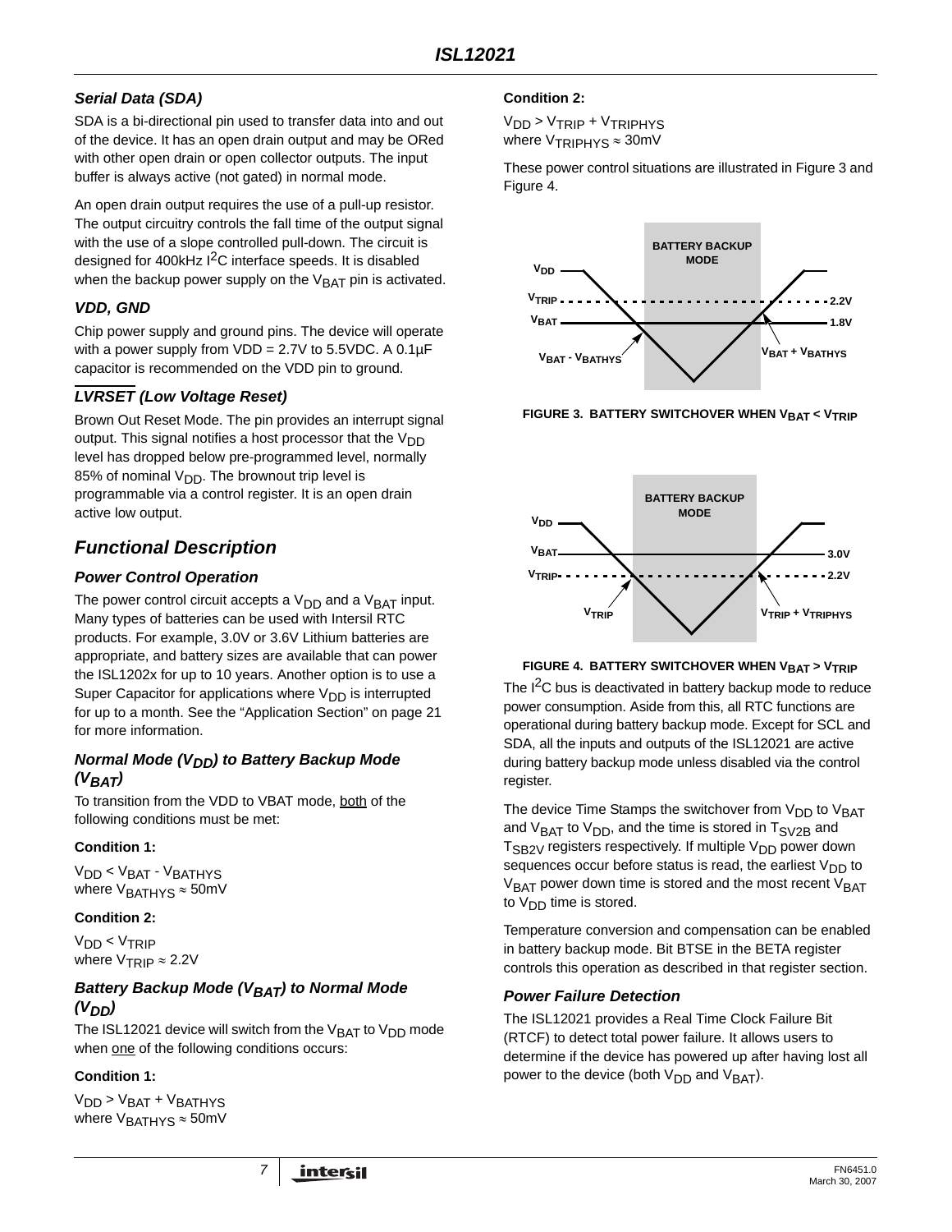### *Serial Data (SDA)*

SDA is a bi-directional pin used to transfer data into and out of the device. It has an open drain output and may be ORed with other open drain or open collector outputs. The input buffer is always active (not gated) in normal mode.

An open drain output requires the use of a pull-up resistor. The output circuitry controls the fall time of the output signal with the use of a slope controlled pull-down. The circuit is designed for 400kHz $I^2C$ interface speeds. It is disabled when the backup power supply on the $V_{BAT}$ pin is activated.

### *VDD, GND*

Chip power supply and ground pins. The device will operate with a power supply from VDD = 2.7V to 5.5VDC. A 0.1µF capacitor is recommended on the VDD pin to ground.

### *$\overline{LVRSET}$ (Low Voltage Reset)*

Brown Out Reset Mode. The pin provides an interrupt signal output. This signal notifies a host processor that the $V_{DD}$ level has dropped below pre-programmed level, normally 85% of nominal $V_{DD}$. The brownout trip level is programmable via a control register. It is an open drain active low output.

## *Functional Description*

### *Power Control Operation*

The power control circuit accepts a $V_{DD}$ and a $V_{BAT}$ input. Many types of batteries can be used with Intersil RTC products. For example, 3.0V or 3.6V Lithium batteries are appropriate, and battery sizes are available that can power the ISL1202x for up to 10 years. Another option is to use a Super Capacitor for applications where $V_{DD}$ is interrupted for up to a month. See the "Application Section" on page 21 for more information.

### *Normal Mode ($V_{DD}$) to Battery Backup Mode ($V_{BAT}$)*

To transition from the VDD to VBAT mode, both of the following conditions must be met:

**Condition 1:**

$V_{DD} < V_{BAT} - V_{BATHYS}$
where $V_{BATHYS} \approx 50mV$

**Condition 2:**

$V_{DD} < V_{TRIP}$
where $V_{TRIP} \approx 2.2V$

### *Battery Backup Mode ($V_{BAT}$) to Normal Mode ($V_{DD}$)*

The ISL12021 device will switch from the $V_{BAT}$ to $V_{DD}$ mode when one of the following conditions occurs:

**Condition 1:**

$V_{DD} > V_{BAT} + V_{BATHYS}$
where $V_{BATHYS} \approx 50mV$

**Condition 2:**

$V_{DD} > V_{TRIP} + V_{TRIPHYS}$
where $V_{TRIPHYS} \approx 30mV$

These power control situations are illustrated in Figure 3 and Figure 4.

FIGURE 3. BATTERY SWITCHOVER WHEN $V_{BAT} < V_{TRIP}$

FIGURE 4. BATTERY SWITCHOVER WHEN $V_{BAT} > V_{TRIP}$

The $I^2C$ bus is deactivated in battery backup mode to reduce power consumption. Aside from this, all RTC functions are operational during battery backup mode. Except for SCL and SDA, all the inputs and outputs of the ISL12021 are active during battery backup mode unless disabled via the control register.

The device Time Stamps the switchover from $V_{DD}$ to $V_{BAT}$ and $V_{BAT}$ to $V_{DD}$, and the time is stored in $T_{SV2B}$ and $T_{SB2V}$ registers respectively. If multiple $V_{DD}$ power down sequences occur before status is read, the earliest $V_{DD}$ to $V_{BAT}$ power down time is stored and the most recent $V_{BAT}$ to $V_{DD}$ time is stored.

Temperature conversion and compensation can be enabled in battery backup mode. Bit BTSE in the BETA register controls this operation as described in that register section.

### *Power Failure Detection*

The ISL12021 provides a Real Time Clock Failure Bit (RTCF) to detect total power failure. It allows users to determine if the device has powered up after having lost all power to the device (both $V_{DD}$ and $V_{BAT}$).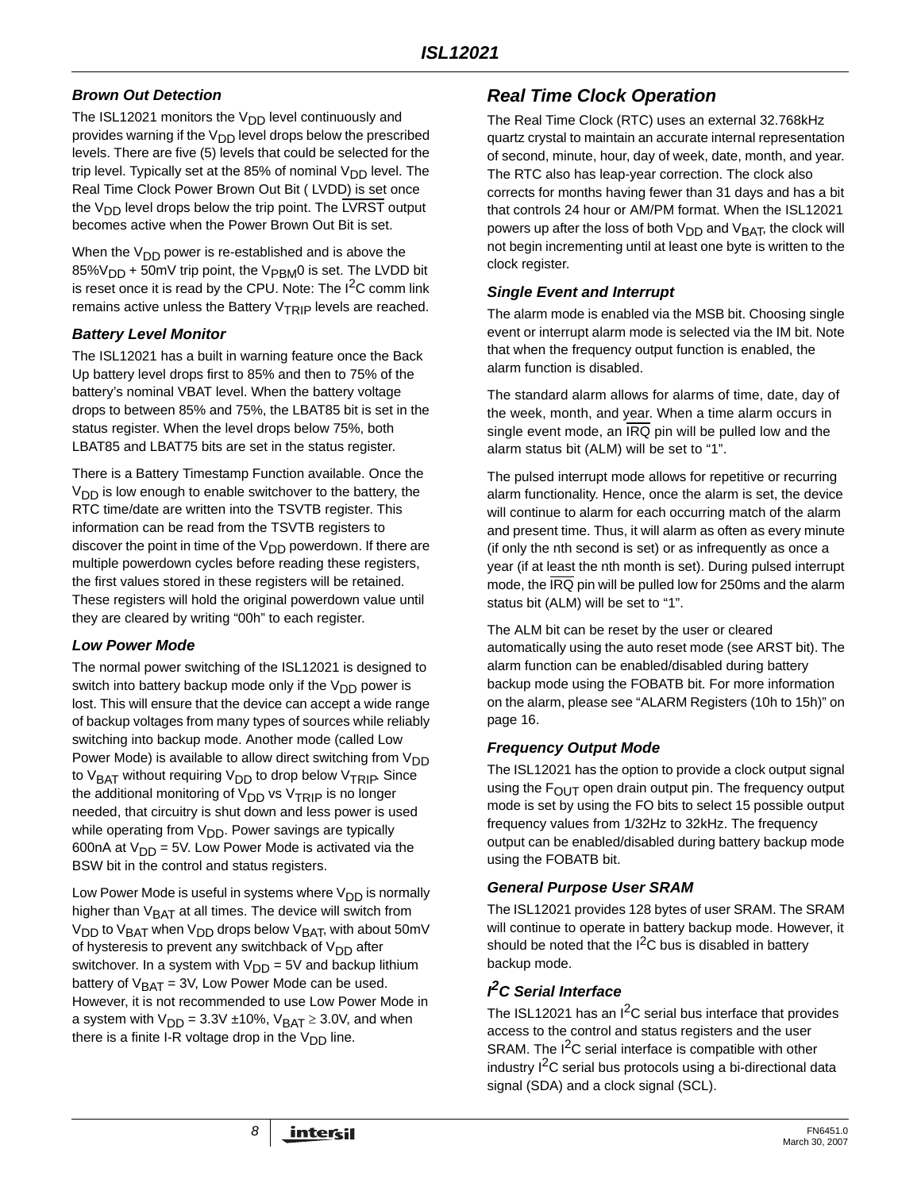### Brown Out Detection

The ISL12021 monitors the $V_{DD}$ level continuously and provides warning if the $V_{DD}$ level drops below the prescribed levels. There are five (5) levels that could be selected for the trip level. Typically set at the 85% of nominal $V_{DD}$ level. The Real Time Clock Power Brown Out Bit ( LVDD) is set once the $V_{DD}$ level drops below the trip point. The $\overline{LVRST}$ output becomes active when the Power Brown Out Bit is set.

When the $V_{DD}$ power is re-established and is above the $85\%V_{DD}$ + 50mV trip point, the $V_{PBM}0$ is set. The LVDD bit is reset once it is read by the CPU. Note: The $I^2C$ comm link remains active unless the Battery $V_{TRIP}$ levels are reached.

### Battery Level Monitor

The ISL12021 has a built in warning feature once the Back Up battery level drops first to 85% and then to 75% of the battery's nominal VBAT level. When the battery voltage drops to between 85% and 75%, the LBAT85 bit is set in the status register. When the level drops below 75%, both LBAT85 and LBAT75 bits are set in the status register.

There is a Battery Timestamp Function available. Once the $V_{DD}$ is low enough to enable switchover to the battery, the RTC time/date are written into the TSVTB register. This information can be read from the TSVTB registers to discover the point in time of the $V_{DD}$ powerdown. If there are multiple powerdown cycles before reading these registers, the first values stored in these registers will be retained. These registers will hold the original powerdown value until they are cleared by writing "00h" to each register.

### Low Power Mode

The normal power switching of the ISL12021 is designed to switch into battery backup mode only if the $V_{DD}$ power is lost. This will ensure that the device can accept a wide range of backup voltages from many types of sources while reliably switching into backup mode. Another mode (called Low Power Mode) is available to allow direct switching from $V_{DD}$ to $V_{BAT}$ without requiring $V_{DD}$ to drop below $V_{TRIP}$. Since the additional monitoring of $V_{DD}$ vs $V_{TRIP}$ is no longer needed, that circuitry is shut down and less power is used while operating from $V_{DD}$. Power savings are typically 600nA at $V_{DD}$ = 5V. Low Power Mode is activated via the BSW bit in the control and status registers.

Low Power Mode is useful in systems where $V_{DD}$ is normally higher than $V_{BAT}$ at all times. The device will switch from $V_{DD}$ to $V_{BAT}$ when $V_{DD}$ drops below $V_{BAT}$, with about 50mV of hysteresis to prevent any switchback of $V_{DD}$ after switchover. In a system with $V_{DD}$ = 5V and backup lithium battery of $V_{BAT}$ = 3V, Low Power Mode can be used. However, it is not recommended to use Low Power Mode in a system with $V_{DD}$ = 3.3V ±10%, $V_{BAT} \geq 3.0V$, and when there is a finite I-R voltage drop in the $V_{DD}$ line.

## Real Time Clock Operation

The Real Time Clock (RTC) uses an external 32.768kHz quartz crystal to maintain an accurate internal representation of second, minute, hour, day of week, date, month, and year. The RTC also has leap-year correction. The clock also corrects for months having fewer than 31 days and has a bit that controls 24 hour or AM/PM format. When the ISL12021 powers up after the loss of both $V_{DD}$ and $V_{BAT}$, the clock will not begin incrementing until at least one byte is written to the clock register.

### Single Event and Interrupt

The alarm mode is enabled via the MSB bit. Choosing single event or interrupt alarm mode is selected via the IM bit. Note that when the frequency output function is enabled, the alarm function is disabled.

The standard alarm allows for alarms of time, date, day of the week, month, and year. When a time alarm occurs in single event mode, an $\overline{IRQ}$ pin will be pulled low and the alarm status bit (ALM) will be set to "1".

The pulsed interrupt mode allows for repetitive or recurring alarm functionality. Hence, once the alarm is set, the device will continue to alarm for each occurring match of the alarm and present time. Thus, it will alarm as often as every minute (if only the nth second is set) or as infrequently as once a year (if at least the nth month is set). During pulsed interrupt mode, the $\overline{IRQ}$ pin will be pulled low for 250ms and the alarm status bit (ALM) will be set to "1".

The ALM bit can be reset by the user or cleared automatically using the auto reset mode (see ARST bit). The alarm function can be enabled/disabled during battery backup mode using the FOBATB bit. For more information on the alarm, please see "ALARM Registers (10h to 15h)" on page 16.

### Frequency Output Mode

The ISL12021 has the option to provide a clock output signal using the $F_{OUT}$ open drain output pin. The frequency output mode is set by using the FO bits to select 15 possible output frequency values from 1/32Hz to 32kHz. The frequency output can be enabled/disabled during battery backup mode using the FOBATB bit.

### General Purpose User SRAM

The ISL12021 provides 128 bytes of user SRAM. The SRAM will continue to operate in battery backup mode. However, it should be noted that the $I^2C$ bus is disabled in battery backup mode.

### $I^2C$ Serial Interface

The ISL12021 has an $I^2C$ serial bus interface that provides access to the control and status registers and the user SRAM. The $I^2C$ serial interface is compatible with other industry $I^2C$ serial bus protocols using a bi-directional data signal (SDA) and a clock signal (SCL).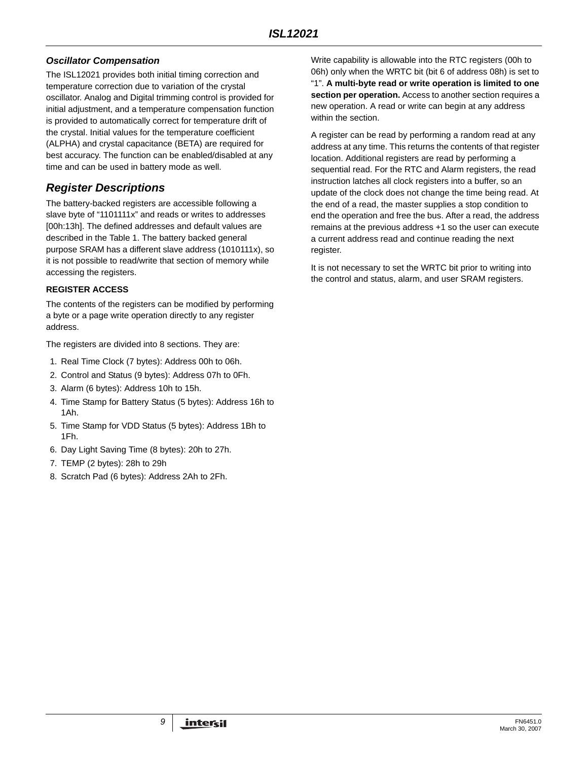### *Oscillator Compensation*

The ISL12021 provides both initial timing correction and temperature correction due to variation of the crystal oscillator. Analog and Digital trimming control is provided for initial adjustment, and a temperature compensation function is provided to automatically correct for temperature drift of the crystal. Initial values for the temperature coefficient (ALPHA) and crystal capacitance (BETA) are required for best accuracy. The function can be enabled/disabled at any time and can be used in battery mode as well.

## *Register Descriptions*

The battery-backed registers are accessible following a slave byte of "1101111x" and reads or writes to addresses [00h:13h]. The defined addresses and default values are described in the Table 1. The battery backed general purpose SRAM has a different slave address (1010111x), so it is not possible to read/write that section of memory while accessing the registers.

### REGISTER ACCESS

The contents of the registers can be modified by performing a byte or a page write operation directly to any register address.

The registers are divided into 8 sections. They are:

1. Real Time Clock (7 bytes): Address 00h to 06h.
2. Control and Status (9 bytes): Address 07h to 0Fh.
3. Alarm (6 bytes): Address 10h to 15h.
4. Time Stamp for Battery Status (5 bytes): Address 16h to 1Ah.
5. Time Stamp for VDD Status (5 bytes): Address 1Bh to 1Fh.
6. Day Light Saving Time (8 bytes): 20h to 27h.
7. TEMP (2 bytes): 28h to 29h
8. Scratch Pad (6 bytes): Address 2Ah to 2Fh.

Write capability is allowable into the RTC registers (00h to 06h) only when the WRTC bit (bit 6 of address 08h) is set to "1". **A multi-byte read or write operation is limited to one section per operation.** Access to another section requires a new operation. A read or write can begin at any address within the section.

A register can be read by performing a random read at any address at any time. This returns the contents of that register location. Additional registers are read by performing a sequential read. For the RTC and Alarm registers, the read instruction latches all clock registers into a buffer, so an update of the clock does not change the time being read. At the end of a read, the master supplies a stop condition to end the operation and free the bus. After a read, the address remains at the previous address +1 so the user can execute a current address read and continue reading the next register.

It is not necessary to set the WRTC bit prior to writing into the control and status, alarm, and user SRAM registers.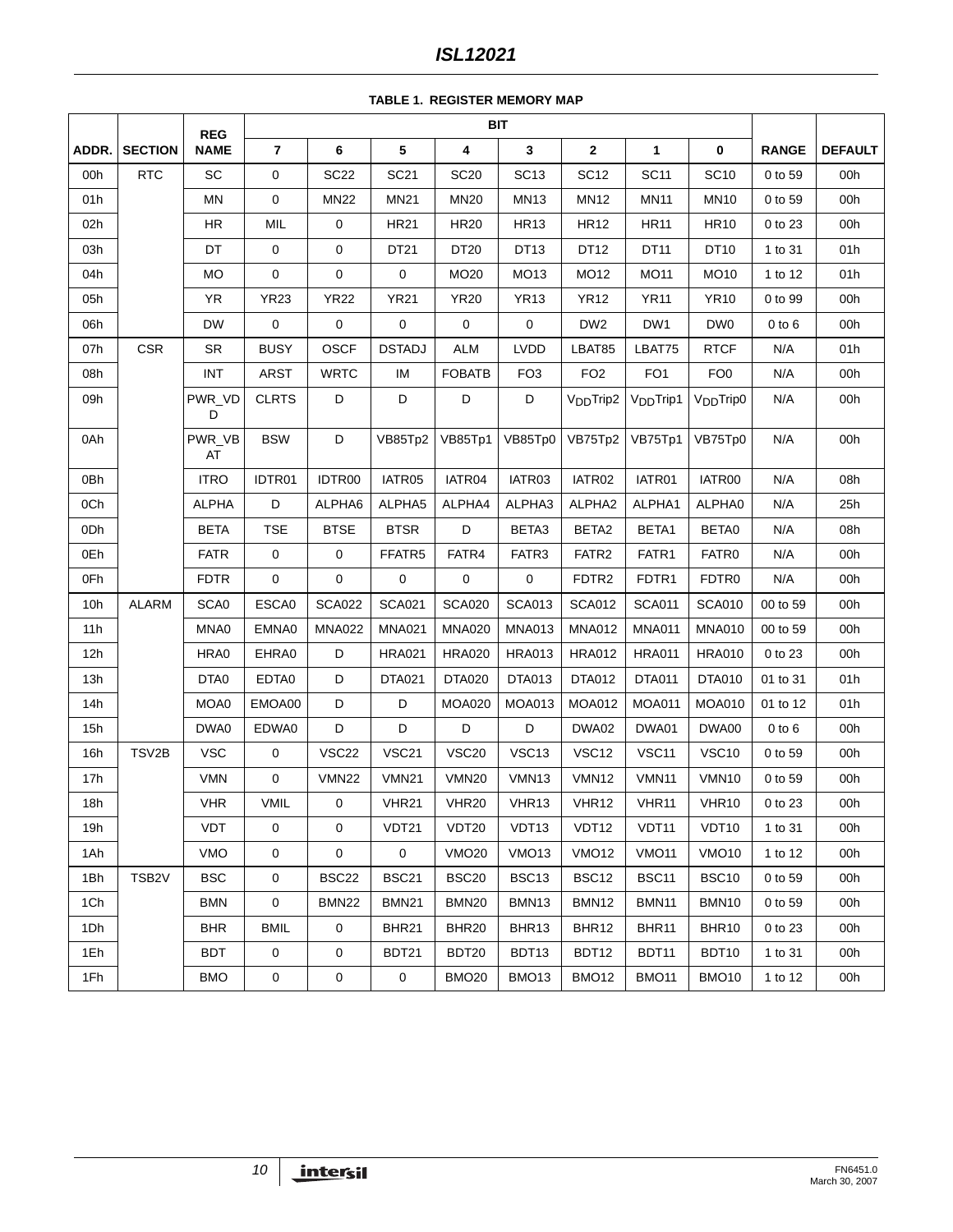**TABLE 1. REGISTER MEMORY MAP**

| ADDR. | SECTION | REG NAME | BIT 7 | 6 | 5 | 4 | 3 | 2 | 1 | 0 | RANGE | DEFAULT |
|---|---|---|---|---|---|---|---|---|---|---|---|---|
| 00h | RTC | SC | 0 | SC22 | SC21 | SC20 | SC13 | SC12 | SC11 | SC10 | 0 to 59 | 00h |
| 01h | | MN | 0 | MN22 | MN21 | MN20 | MN13 | MN12 | MN11 | MN10 | 0 to 59 | 00h |
| 02h | | HR | MIL | 0 | HR21 | HR20 | HR13 | HR12 | HR11 | HR10 | 0 to 23 | 00h |
| 03h | | DT | 0 | 0 | DT21 | DT20 | DT13 | DT12 | DT11 | DT10 | 1 to 31 | 01h |
| 04h | | MO | 0 | 0 | 0 | MO20 | MO13 | MO12 | MO11 | MO10 | 1 to 12 | 01h |
| 05h | | YR | YR23 | YR22 | YR21 | YR20 | YR13 | YR12 | YR11 | YR10 | 0 to 99 | 00h |
| 06h | | DW | 0 | 0 | 0 | 0 | 0 | DW2 | DW1 | DW0 | 0 to 6 | 00h |
| 07h | CSR | SR | BUSY | OSCF | DSTADJ | ALM | LVDD | LBAT85 | LBAT75 | RTCF | N/A | 01h |
| 08h | | INT | ARST | WRTC | IM | FOBATB | FO3 | FO2 | FO1 | FO0 | N/A | 00h |
| 09h | | PWR_VDD | CLRTS | D | D | D | D | $V_{DD}$Trip2 | $V_{DD}$Trip1 | $V_{DD}$Trip0 | N/A | 00h |
| 0Ah | | PWR_VBAT | BSW | D | VB85Tp2 | VB85Tp1 | VB85Tp0 | VB75Tp2 | VB75Tp1 | VB75Tp0 | N/A | 00h |
| 0Bh | | ITRO | IDTR01 | IDTR00 | IATR05 | IATR04 | IATR03 | IATR02 | IATR01 | IATR00 | N/A | 08h |
| 0Ch | | ALPHA | D | ALPHA6 | ALPHA5 | ALPHA4 | ALPHA3 | ALPHA2 | ALPHA1 | ALPHA0 | N/A | 25h |
| 0Dh | | BETA | TSE | BTSE | BTSR | D | BETA3 | BETA2 | BETA1 | BETA0 | N/A | 08h |
| 0Eh | | FATR | 0 | 0 | FFATR5 | FATR4 | FATR3 | FATR2 | FATR1 | FATR0 | N/A | 00h |
| 0Fh | | FDTR | 0 | 0 | 0 | 0 | 0 | FDTR2 | FDTR1 | FDTR0 | N/A | 00h |
| 10h | ALARM | SCA0 | ESCA0 | SCA022 | SCA021 | SCA020 | SCA013 | SCA012 | SCA011 | SCA010 | 00 to 59 | 00h |
| 11h | | MNA0 | EMNA0 | MNA022 | MNA021 | MNA020 | MNA013 | MNA012 | MNA011 | MNA010 | 00 to 59 | 00h |
| 12h | | HRA0 | EHRA0 | D | HRA021 | HRA020 | HRA013 | HRA012 | HRA011 | HRA010 | 0 to 23 | 00h |
| 13h | | DTA0 | EDTA0 | D | DTA021 | DTA020 | DTA013 | DTA012 | DTA011 | DTA010 | 01 to 31 | 01h |
| 14h | | MOA0 | EMOA00 | D | D | MOA020 | MOA013 | MOA012 | MOA011 | MOA010 | 01 to 12 | 01h |
| 15h | | DWA0 | EDWA0 | D | D | D | D | DWA02 | DWA01 | DWA00 | 0 to 6 | 00h |
| 16h | TSV2B | VSC | 0 | VSC22 | VSC21 | VSC20 | VSC13 | VSC12 | VSC11 | VSC10 | 0 to 59 | 00h |
| 17h | | VMN | 0 | VMN22 | VMN21 | VMN20 | VMN13 | VMN12 | VMN11 | VMN10 | 0 to 59 | 00h |
| 18h | | VHR | VMIL | 0 | VHR21 | VHR20 | VHR13 | VHR12 | VHR11 | VHR10 | 0 to 23 | 00h |
| 19h | | VDT | 0 | 0 | VDT21 | VDT20 | VDT13 | VDT12 | VDT11 | VDT10 | 1 to 31 | 00h |
| 1Ah | | VMO | 0 | 0 | 0 | VMO20 | VMO13 | VMO12 | VMO11 | VMO10 | 1 to 12 | 00h |
| 1Bh | TSB2V | BSC | 0 | BSC22 | BSC21 | BSC20 | BSC13 | BSC12 | BSC11 | BSC10 | 0 to 59 | 00h |
| 1Ch | | BMN | 0 | BMN22 | BMN21 | BMN20 | BMN13 | BMN12 | BMN11 | BMN10 | 0 to 59 | 00h |
| 1Dh | | BHR | BMIL | 0 | BHR21 | BHR20 | BHR13 | BHR12 | BHR11 | BHR10 | 0 to 23 | 00h |
| 1Eh | | BDT | 0 | 0 | BDT21 | BDT20 | BDT13 | BDT12 | BDT11 | BDT10 | 1 to 31 | 00h |
| 1Fh | | BMO | 0 | 0 | 0 | BMO20 | BMO13 | BMO12 | BMO11 | BMO10 | 1 to 12 | 00h |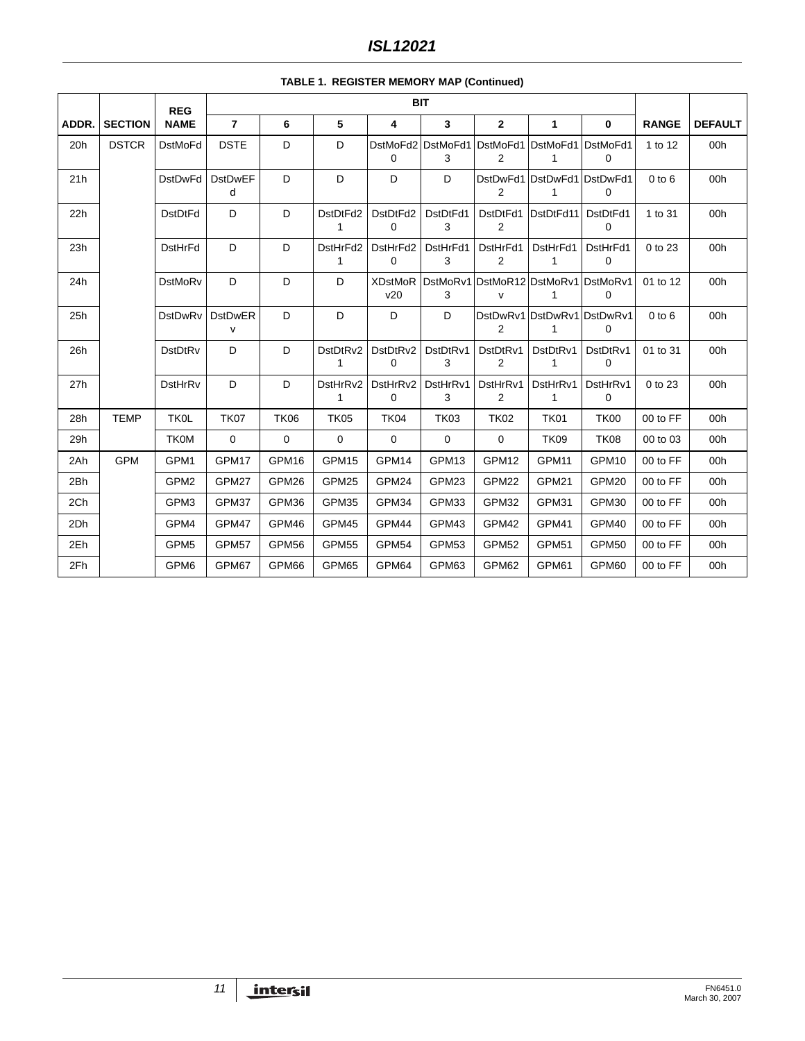**TABLE 1. REGISTER MEMORY MAP (Continued)**

| ADDR. | SECTION | REG NAME | BIT 7 | 6 | 5 | 4 | 3 | 2 | 1 | 0 | RANGE | DEFAULT |
|---|---|---|---|---|---|---|---|---|---|---|---|---|
| 20h | DSTCR | DstMoFd | DSTE | D | D | DstMoFd20 | DstMoFd13 | DstMoFd12 | DstMoFd11 | DstMoFd10 | 1 to 12 | 00h |
| 21h | | DstDwFd | DstDwEFd | D | D | D | D | DstDwFd12 | DstDwFd11 | DstDwFd10 | 0 to 6 | 00h |
| 22h | | DstDtFd | D | D | DstDtFd21 | DstDtFd20 | DstDtFd13 | DstDtFd12 | DstDtFd11 | DstDtFd10 | 1 to 31 | 00h |
| 23h | | DstHrFd | D | D | DstHrFd21 | DstHrFd20 | DstHrFd13 | DstHrFd12 | DstHrFd11 | DstHrFd10 | 0 to 23 | 00h |
| 24h | | DstMoRv | D | D | D | XDstMoRv20 | DstMoRv13 | DstMoR12v | DstMoRv11 | DstMoRv10 | 01 to 12 | 00h |
| 25h | | DstDwRv | DstDwERv | D | D | D | D | DstDwRv12 | DstDwRv11 | DstDwRv10 | 0 to 6 | 00h |
| 26h | | DstDtRv | D | D | DstDtRv21 | DstDtRv20 | DstDtRv13 | DstDtRv12 | DstDtRv11 | DstDtRv10 | 01 to 31 | 00h |
| 27h | | DstHrRv | D | D | DstHrRv21 | DstHrRv20 | DstHrRv13 | DstHrRv12 | DstHrRv11 | DstHrRv10 | 0 to 23 | 00h |
| 28h | TEMP | TK0L | TK07 | TK06 | TK05 | TK04 | TK03 | TK02 | TK01 | TK00 | 00 to FF | 00h |
| 29h | | TK0M | 0 | 0 | 0 | 0 | 0 | 0 | TK09 | TK08 | 00 to 03 | 00h |
| 2Ah | GPM | GPM1 | GPM17 | GPM16 | GPM15 | GPM14 | GPM13 | GPM12 | GPM11 | GPM10 | 00 to FF | 00h |
| 2Bh | | GPM2 | GPM27 | GPM26 | GPM25 | GPM24 | GPM23 | GPM22 | GPM21 | GPM20 | 00 to FF | 00h |
| 2Ch | | GPM3 | GPM37 | GPM36 | GPM35 | GPM34 | GPM33 | GPM32 | GPM31 | GPM30 | 00 to FF | 00h |
| 2Dh | | GPM4 | GPM47 | GPM46 | GPM45 | GPM44 | GPM43 | GPM42 | GPM41 | GPM40 | 00 to FF | 00h |
| 2Eh | | GPM5 | GPM57 | GPM56 | GPM55 | GPM54 | GPM53 | GPM52 | GPM51 | GPM50 | 00 to FF | 00h |
| 2Fh | | GPM6 | GPM67 | GPM66 | GPM65 | GPM64 | GPM63 | GPM62 | GPM61 | GPM60 | 00 to FF | 00h |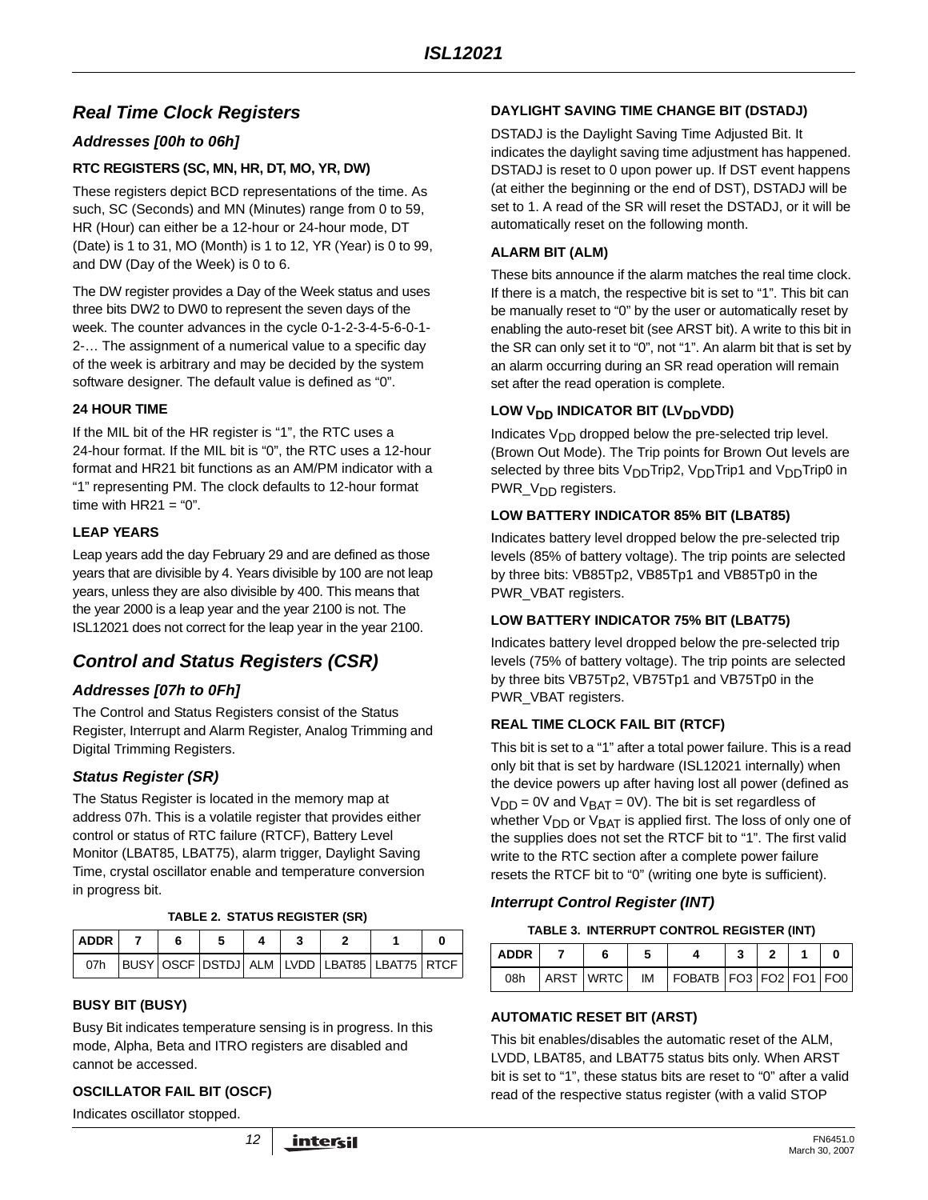## Real Time Clock Registers

### Addresses [00h to 06h]

#### RTC REGISTERS (SC, MN, HR, DT, MO, YR, DW)

These registers depict BCD representations of the time. As such, SC (Seconds) and MN (Minutes) range from 0 to 59, HR (Hour) can either be a 12-hour or 24-hour mode, DT (Date) is 1 to 31, MO (Month) is 1 to 12, YR (Year) is 0 to 99, and DW (Day of the Week) is 0 to 6.

The DW register provides a Day of the Week status and uses three bits DW2 to DW0 to represent the seven days of the week. The counter advances in the cycle 0-1-2-3-4-5-6-0-1-2-… The assignment of a numerical value to a specific day of the week is arbitrary and may be decided by the system software designer. The default value is defined as "0".

#### 24 HOUR TIME

If the MIL bit of the HR register is "1", the RTC uses a 24-hour format. If the MIL bit is "0", the RTC uses a 12-hour format and HR21 bit functions as an AM/PM indicator with a "1" representing PM. The clock defaults to 12-hour format time with HR21 = "0".

#### LEAP YEARS

Leap years add the day February 29 and are defined as those years that are divisible by 4. Years divisible by 100 are not leap years, unless they are also divisible by 400. This means that the year 2000 is a leap year and the year 2100 is not. The ISL12021 does not correct for the leap year in the year 2100.

## Control and Status Registers (CSR)

### Addresses [07h to 0Fh]

The Control and Status Registers consist of the Status Register, Interrupt and Alarm Register, Analog Trimming and Digital Trimming Registers.

### Status Register (SR)

The Status Register is located in the memory map at address 07h. This is a volatile register that provides either control or status of RTC failure (RTCF), Battery Level Monitor (LBAT85, LBAT75), alarm trigger, Daylight Saving Time, crystal oscillator enable and temperature conversion in progress bit.

**TABLE 2. STATUS REGISTER (SR)**

| ADDR | 7 | 6 | 5 | 4 | 3 | 2 | 1 | 0 |
|---|---|---|---|---|---|---|---|---|
| 07h | BUSY | OSCF | DSTDJ | ALM | LVDD | LBAT85 | LBAT75 | RTCF |

#### BUSY BIT (BUSY)

Busy Bit indicates temperature sensing is in progress. In this mode, Alpha, Beta and ITRO registers are disabled and cannot be accessed.

#### OSCILLATOR FAIL BIT (OSCF)

Indicates oscillator stopped.

#### DAYLIGHT SAVING TIME CHANGE BIT (DSTADJ)

DSTADJ is the Daylight Saving Time Adjusted Bit. It indicates the daylight saving time adjustment has happened. DSTADJ is reset to 0 upon power up. If DST event happens (at either the beginning or the end of DST), DSTADJ will be set to 1. A read of the SR will reset the DSTADJ, or it will be automatically reset on the following month.

#### ALARM BIT (ALM)

These bits announce if the alarm matches the real time clock. If there is a match, the respective bit is set to "1". This bit can be manually reset to "0" by the user or automatically reset by enabling the auto-reset bit (see ARST bit). A write to this bit in the SR can only set it to "0", not "1". An alarm bit that is set by an alarm occurring during an SR read operation will remain set after the read operation is complete.

#### LOW $V_{DD}$ INDICATOR BIT ($LV_{DD}$VDD)

Indicates $V_{DD}$ dropped below the pre-selected trip level. (Brown Out Mode). The Trip points for Brown Out levels are selected by three bits $V_{DD}$Trip2, $V_{DD}$Trip1 and $V_{DD}$Trip0 in PWR_$V_{DD}$ registers.

#### LOW BATTERY INDICATOR 85% BIT (LBAT85)

Indicates battery level dropped below the pre-selected trip levels (85% of battery voltage). The trip points are selected by three bits: VB85Tp2, VB85Tp1 and VB85Tp0 in the PWR_VBAT registers.

#### LOW BATTERY INDICATOR 75% BIT (LBAT75)

Indicates battery level dropped below the pre-selected trip levels (75% of battery voltage). The trip points are selected by three bits VB75Tp2, VB75Tp1 and VB75Tp0 in the PWR_VBAT registers.

#### REAL TIME CLOCK FAIL BIT (RTCF)

This bit is set to a "1" after a total power failure. This is a read only bit that is set by hardware (ISL12021 internally) when the device powers up after having lost all power (defined as $V_{DD}$ = 0V and $V_{BAT}$ = 0V). The bit is set regardless of whether $V_{DD}$ or $V_{BAT}$ is applied first. The loss of only one of the supplies does not set the RTCF bit to "1". The first valid write to the RTC section after a complete power failure resets the RTCF bit to "0" (writing one byte is sufficient).

### Interrupt Control Register (INT)

**TABLE 3. INTERRUPT CONTROL REGISTER (INT)**

| ADDR | 7 | 6 | 5 | 4 | 3 | 2 | 1 | 0 |
|---|---|---|---|---|---|---|---|---|
| 08h | ARST | WRTC | IM | FOBATB | FO3 | FO2 | FO1 | FO0 |

#### AUTOMATIC RESET BIT (ARST)

This bit enables/disables the automatic reset of the ALM, LVDD, LBAT85, and LBAT75 status bits only. When ARST bit is set to "1", these status bits are reset to "0" after a valid read of the respective status register (with a valid STOP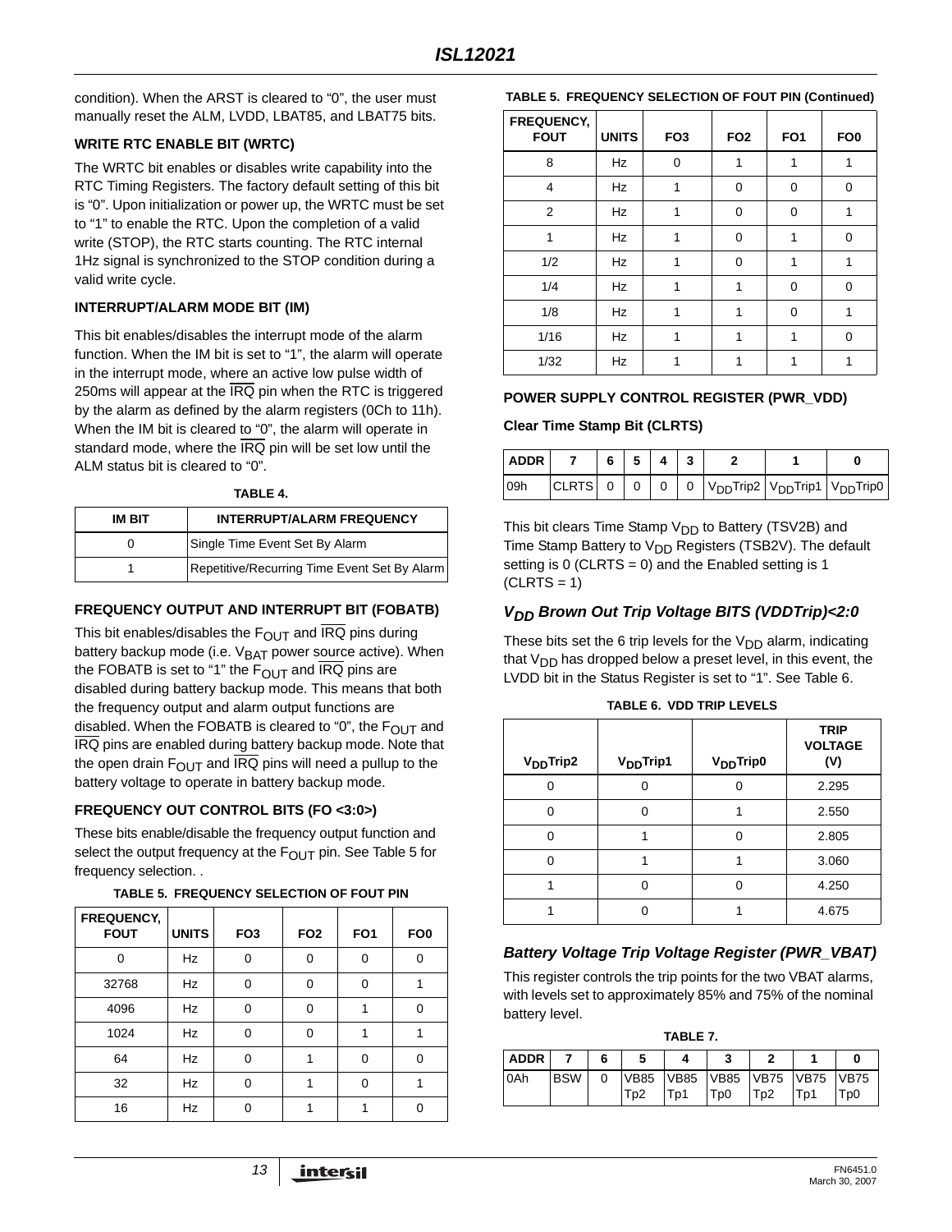condition). When the ARST is cleared to "0", the user must manually reset the ALM, LVDD, LBAT85, and LBAT75 bits.

### WRITE RTC ENABLE BIT (WRTC)

The WRTC bit enables or disables write capability into the RTC Timing Registers. The factory default setting of this bit is "0". Upon initialization or power up, the WRTC must be set to "1" to enable the RTC. Upon the completion of a valid write (STOP), the RTC starts counting. The RTC internal 1Hz signal is synchronized to the STOP condition during a valid write cycle.

### INTERRUPT/ALARM MODE BIT (IM)

This bit enables/disables the interrupt mode of the alarm function. When the IM bit is set to "1", the alarm will operate in the interrupt mode, where an active low pulse width of 250ms will appear at the $\overline{IRQ}$ pin when the RTC is triggered by the alarm as defined by the alarm registers (0Ch to 11h). When the IM bit is cleared to "0", the alarm will operate in standard mode, where the $\overline{IRQ}$ pin will be set low until the ALM status bit is cleared to "0".

**TABLE 4.**

| IM BIT | INTERRUPT/ALARM FREQUENCY |
|---|---|
| 0 | Single Time Event Set By Alarm |
| 1 | Repetitive/Recurring Time Event Set By Alarm |

### FREQUENCY OUTPUT AND INTERRUPT BIT (FOBATB)

This bit enables/disables the $F_{OUT}$ and $\overline{IRQ}$ pins during battery backup mode (i.e. $V_{BAT}$ power source active). When the FOBATB is set to "1" the $F_{OUT}$ and $\overline{IRQ}$ pins are disabled during battery backup mode. This means that both the frequency output and alarm output functions are disabled. When the FOBATB is cleared to "0", the $F_{OUT}$ and $\overline{IRQ}$ pins are enabled during battery backup mode. Note that the open drain $F_{OUT}$ and $\overline{IRQ}$ pins will need a pullup to the battery voltage to operate in battery backup mode.

### FREQUENCY OUT CONTROL BITS (FO <3:0>)

These bits enable/disable the frequency output function and select the output frequency at the $F_{OUT}$ pin. See Table 5 for frequency selection. .

**TABLE 5. FREQUENCY SELECTION OF FOUT PIN**

| FREQUENCY, FOUT | UNITS | FO3 | FO2 | FO1 | FO0 |
|---|---|---|---|---|---|
| 0 | Hz | 0 | 0 | 0 | 0 |
| 32768 | Hz | 0 | 0 | 0 | 1 |
| 4096 | Hz | 0 | 0 | 1 | 0 |
| 1024 | Hz | 0 | 0 | 1 | 1 |
| 64 | Hz | 0 | 1 | 0 | 0 |
| 32 | Hz | 0 | 1 | 0 | 1 |
| 16 | Hz | 0 | 1 | 1 | 0 |
| 8 | Hz | 0 | 1 | 1 | 1 |
| 4 | Hz | 1 | 0 | 0 | 0 |
| 2 | Hz | 1 | 0 | 0 | 1 |
| 1 | Hz | 1 | 0 | 1 | 0 |
| 1/2 | Hz | 1 | 0 | 1 | 1 |
| 1/4 | Hz | 1 | 1 | 0 | 0 |
| 1/8 | Hz | 1 | 1 | 0 | 1 |
| 1/16 | Hz | 1 | 1 | 1 | 0 |
| 1/32 | Hz | 1 | 1 | 1 | 1 |

### POWER SUPPLY CONTROL REGISTER (PWR_VDD)

**Clear Time Stamp Bit (CLRTS)**

| ADDR | 7 | 6 | 5 | 4 | 3 | 2 | 1 | 0 |
|---|---|---|---|---|---|---|---|---|
| 09h | CLRTS | 0 | 0 | 0 | 0 | $V_{DD}$Trip2 | $V_{DD}$Trip1 | $V_{DD}$Trip0 |

This bit clears Time Stamp $V_{DD}$ to Battery (TSV2B) and Time Stamp Battery to $V_{DD}$ Registers (TSB2V). The default setting is 0 (CLRTS = 0) and the Enabled setting is 1 (CLRTS = 1)

### *$V_{DD}$ Brown Out Trip Voltage BITS (VDDTrip)<2:0*

These bits set the 6 trip levels for the $V_{DD}$ alarm, indicating that $V_{DD}$ has dropped below a preset level, in this event, the LVDD bit in the Status Register is set to "1". See Table 6.

**TABLE 6. VDD TRIP LEVELS**

| $V_{DD}$Trip2 | $V_{DD}$Trip1 | $V_{DD}$Trip0 | TRIP VOLTAGE (V) |
|---|---|---|---|
| 0 | 0 | 0 | 2.295 |
| 0 | 0 | 1 | 2.550 |
| 0 | 1 | 0 | 2.805 |
| 0 | 1 | 1 | 3.060 |
| 1 | 0 | 0 | 4.250 |
| 1 | 0 | 1 | 4.675 |

### *Battery Voltage Trip Voltage Register (PWR_VBAT)*

This register controls the trip points for the two VBAT alarms, with levels set to approximately 85% and 75% of the nominal battery level.

**TABLE 7.**

| ADDR | 7 | 6 | 5 | 4 | 3 | 2 | 1 | 0 |
|---|---|---|---|---|---|---|---|---|
| 0Ah | BSW | 0 | VB85 Tp2 | VB85 Tp1 | VB85 Tp0 | VB75 Tp2 | VB75 Tp1 | VB75 Tp0 |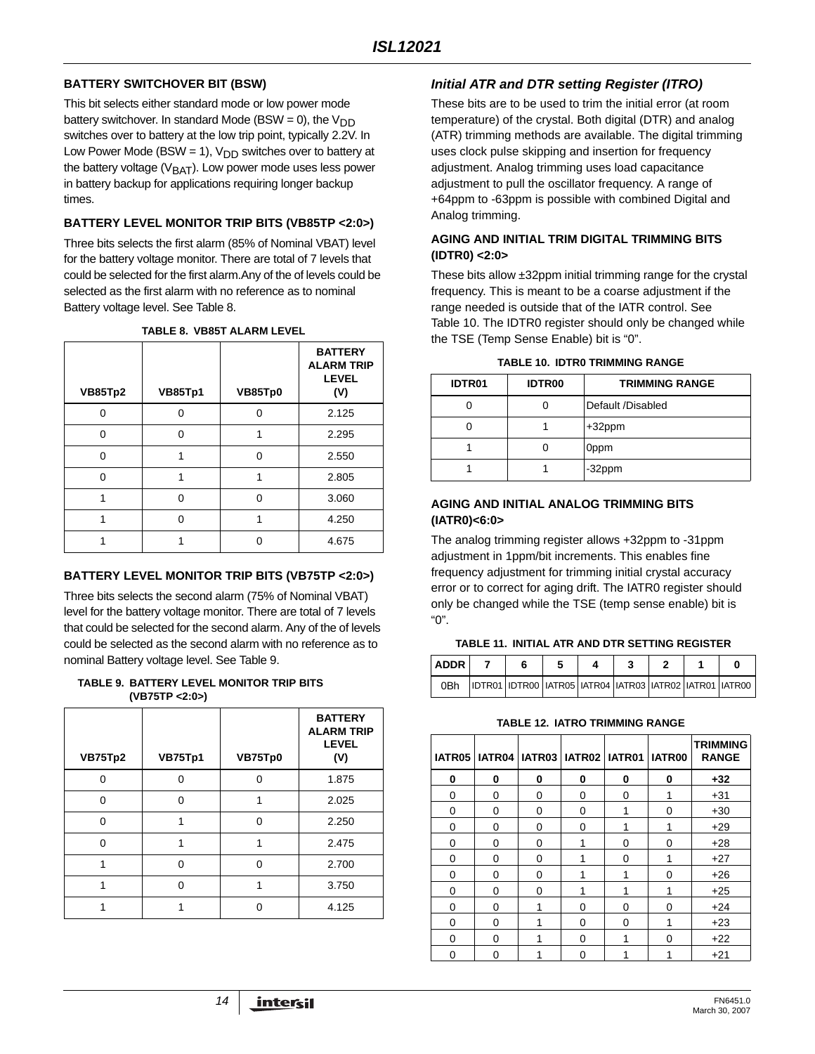#### BATTERY SWITCHOVER BIT (BSW)

This bit selects either standard mode or low power mode battery switchover. In standard Mode (BSW = 0), the $V_{DD}$ switches over to battery at the low trip point, typically 2.2V. In Low Power Mode (BSW = 1), $V_{DD}$ switches over to battery at the battery voltage ($V_{BAT}$). Low power mode uses less power in battery backup for applications requiring longer backup times.

#### BATTERY LEVEL MONITOR TRIP BITS (VB85TP <2:0>)

Three bits selects the first alarm (85% of Nominal VBAT) level for the battery voltage monitor. There are total of 7 levels that could be selected for the first alarm.Any of the of levels could be selected as the first alarm with no reference as to nominal Battery voltage level. See Table 8.

**TABLE 8. VB85T ALARM LEVEL**

| VB85Tp2 | VB85Tp1 | VB85Tp0 | BATTERY ALARM TRIP LEVEL (V) |
|---|---|---|---|
| 0 | 0 | 0 | 2.125 |
| 0 | 0 | 1 | 2.295 |
| 0 | 1 | 0 | 2.550 |
| 0 | 1 | 1 | 2.805 |
| 1 | 0 | 0 | 3.060 |
| 1 | 0 | 1 | 4.250 |
| 1 | 1 | 0 | 4.675 |

#### BATTERY LEVEL MONITOR TRIP BITS (VB75TP <2:0>)

Three bits selects the second alarm (75% of Nominal VBAT) level for the battery voltage monitor. There are total of 7 levels that could be selected for the second alarm. Any of the of levels could be selected as the second alarm with no reference as to nominal Battery voltage level. See Table 9.

**TABLE 9. BATTERY LEVEL MONITOR TRIP BITS (VB75TP <2:0>)**

| VB75Tp2 | VB75Tp1 | VB75Tp0 | BATTERY ALARM TRIP LEVEL (V) |
|---|---|---|---|
| 0 | 0 | 0 | 1.875 |
| 0 | 0 | 1 | 2.025 |
| 0 | 1 | 0 | 2.250 |
| 0 | 1 | 1 | 2.475 |
| 1 | 0 | 0 | 2.700 |
| 1 | 0 | 1 | 3.750 |
| 1 | 1 | 0 | 4.125 |

### *Initial ATR and DTR setting Register (ITRO)*

These bits are to be used to trim the initial error (at room temperature) of the crystal. Both digital (DTR) and analog (ATR) trimming methods are available. The digital trimming uses clock pulse skipping and insertion for frequency adjustment. Analog trimming uses load capacitance adjustment to pull the oscillator frequency. A range of +64ppm to -63ppm is possible with combined Digital and Analog trimming.

#### AGING AND INITIAL TRIM DIGITAL TRIMMING BITS (IDTR0) <2:0>

These bits allow ±32ppm initial trimming range for the crystal frequency. This is meant to be a coarse adjustment if the range needed is outside that of the IATR control. See Table 10. The IDTR0 register should only be changed while the TSE (Temp Sense Enable) bit is “0”.

**TABLE 10. IDTR0 TRIMMING RANGE**

| IDTR01 | IDTR00 | TRIMMING RANGE |
|---|---|---|
| 0 | 0 | Default /Disabled |
| 0 | 1 | +32ppm |
| 1 | 0 | 0ppm |
| 1 | 1 | -32ppm |

#### AGING AND INITIAL ANALOG TRIMMING BITS (IATR0)<6:0>

The analog trimming register allows +32ppm to -31ppm adjustment in 1ppm/bit increments. This enables fine frequency adjustment for trimming initial crystal accuracy error or to correct for aging drift. The IATR0 register should only be changed while the TSE (temp sense enable) bit is “0”.

**TABLE 11. INITIAL ATR AND DTR SETTING REGISTER**

| ADDR | 7 | 6 | 5 | 4 | 3 | 2 | 1 | 0 |
|---|---|---|---|---|---|---|---|---|
| 0Bh | IDTR01 | IDTR00 | IATR05 | IATR04 | IATR03 | IATR02 | IATR01 | IATR00 |

**TABLE 12. IATRO TRIMMING RANGE**

| IATR05 | IATR04 | IATR03 | IATR02 | IATR01 | IATR00 | TRIMMING RANGE |
|---|---|---|---|---|---|---|
| **0** | **0** | **0** | **0** | **0** | **0** | **+32** |
| 0 | 0 | 0 | 0 | 0 | 1 | +31 |
| 0 | 0 | 0 | 0 | 1 | 0 | +30 |
| 0 | 0 | 0 | 0 | 1 | 1 | +29 |
| 0 | 0 | 0 | 1 | 0 | 0 | +28 |
| 0 | 0 | 0 | 1 | 0 | 1 | +27 |
| 0 | 0 | 0 | 1 | 1 | 0 | +26 |
| 0 | 0 | 0 | 1 | 1 | 1 | +25 |
| 0 | 0 | 1 | 0 | 0 | 0 | +24 |
| 0 | 0 | 1 | 0 | 0 | 1 | +23 |
| 0 | 0 | 1 | 0 | 1 | 0 | +22 |
| 0 | 0 | 1 | 0 | 1 | 1 | +21 |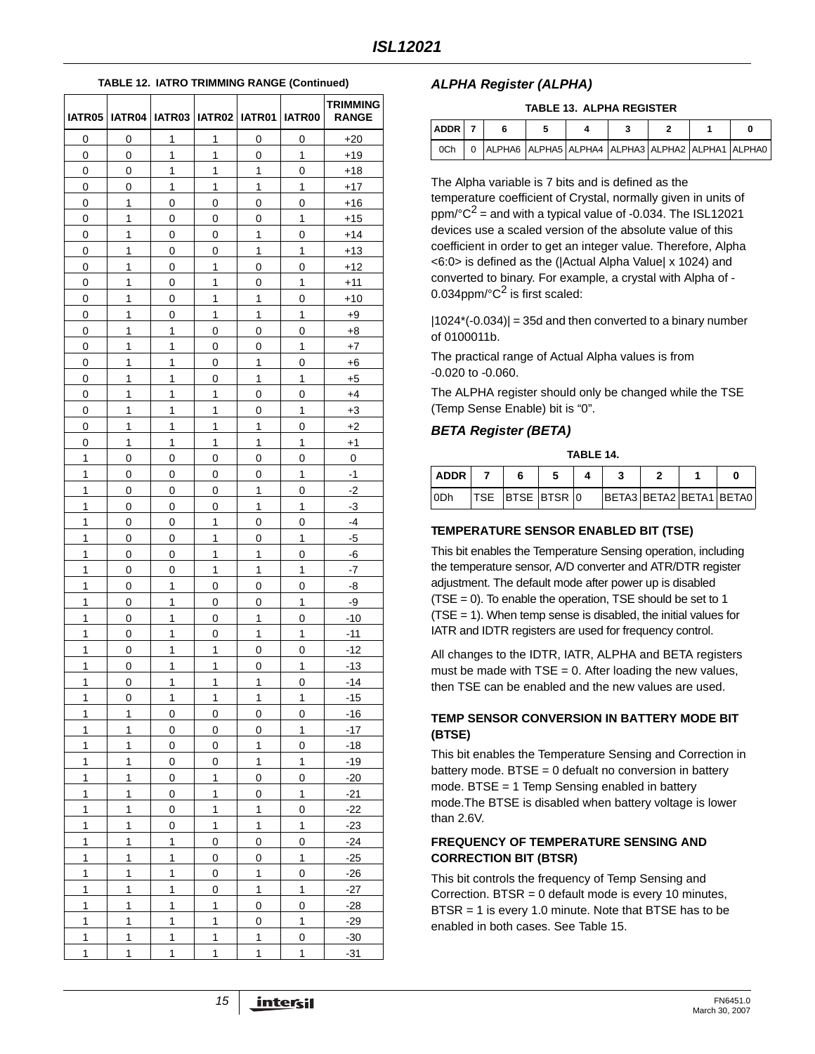**TABLE 12. IATRO TRIMMING RANGE (Continued)**

| IATR05 | IATR04 | IATR03 | IATR02 | IATR01 | IATR00 | TRIMMING RANGE |
|---|---|---|---|---|---|---|
| 0 | 0 | 1 | 1 | 0 | 0 | +20 |
| 0 | 0 | 1 | 1 | 0 | 1 | +19 |
| 0 | 0 | 1 | 1 | 1 | 0 | +18 |
| 0 | 0 | 1 | 1 | 1 | 1 | +17 |
| 0 | 1 | 0 | 0 | 0 | 0 | +16 |
| 0 | 1 | 0 | 0 | 0 | 1 | +15 |
| 0 | 1 | 0 | 0 | 1 | 0 | +14 |
| 0 | 1 | 0 | 0 | 1 | 1 | +13 |
| 0 | 1 | 0 | 1 | 0 | 0 | +12 |
| 0 | 1 | 0 | 1 | 0 | 1 | +11 |
| 0 | 1 | 0 | 1 | 1 | 0 | +10 |
| 0 | 1 | 0 | 1 | 1 | 1 | +9 |
| 0 | 1 | 1 | 0 | 0 | 0 | +8 |
| 0 | 1 | 1 | 0 | 0 | 1 | +7 |
| 0 | 1 | 1 | 0 | 1 | 0 | +6 |
| 0 | 1 | 1 | 0 | 1 | 1 | +5 |
| 0 | 1 | 1 | 1 | 0 | 0 | +4 |
| 0 | 1 | 1 | 1 | 0 | 1 | +3 |
| 0 | 1 | 1 | 1 | 1 | 0 | +2 |
| 0 | 1 | 1 | 1 | 1 | 1 | +1 |
| 1 | 0 | 0 | 0 | 0 | 0 | 0 |
| 1 | 0 | 0 | 0 | 0 | 1 | -1 |
| 1 | 0 | 0 | 0 | 1 | 0 | -2 |
| 1 | 0 | 0 | 0 | 1 | 1 | -3 |
| 1 | 0 | 0 | 1 | 0 | 0 | -4 |
| 1 | 0 | 0 | 1 | 0 | 1 | -5 |
| 1 | 0 | 0 | 1 | 1 | 0 | -6 |
| 1 | 0 | 0 | 1 | 1 | 1 | -7 |
| 1 | 0 | 1 | 0 | 0 | 0 | -8 |
| 1 | 0 | 1 | 0 | 0 | 1 | -9 |
| 1 | 0 | 1 | 0 | 1 | 0 | -10 |
| 1 | 0 | 1 | 0 | 1 | 1 | -11 |
| 1 | 0 | 1 | 1 | 0 | 0 | -12 |
| 1 | 0 | 1 | 1 | 0 | 1 | -13 |
| 1 | 0 | 1 | 1 | 1 | 0 | -14 |
| 1 | 0 | 1 | 1 | 1 | 1 | -15 |
| 1 | 1 | 0 | 0 | 0 | 0 | -16 |
| 1 | 1 | 0 | 0 | 0 | 1 | -17 |
| 1 | 1 | 0 | 0 | 1 | 0 | -18 |
| 1 | 1 | 0 | 0 | 1 | 1 | -19 |
| 1 | 1 | 0 | 1 | 0 | 0 | -20 |
| 1 | 1 | 0 | 1 | 0 | 1 | -21 |
| 1 | 1 | 0 | 1 | 1 | 0 | -22 |
| 1 | 1 | 0 | 1 | 1 | 1 | -23 |
| 1 | 1 | 1 | 0 | 0 | 0 | -24 |
| 1 | 1 | 1 | 0 | 0 | 1 | -25 |
| 1 | 1 | 1 | 0 | 1 | 0 | -26 |
| 1 | 1 | 1 | 0 | 1 | 1 | -27 |
| 1 | 1 | 1 | 1 | 0 | 0 | -28 |
| 1 | 1 | 1 | 1 | 0 | 1 | -29 |
| 1 | 1 | 1 | 1 | 1 | 0 | -30 |
| 1 | 1 | 1 | 1 | 1 | 1 | -31 |

### *ALPHA Register (ALPHA)*

**TABLE 13. ALPHA REGISTER**

| ADDR | 7 | 6 | 5 | 4 | 3 | 2 | 1 | 0 |
|---|---|---|---|---|---|---|---|---|
| 0Ch | 0 | ALPHA6 | ALPHA5 | ALPHA4 | ALPHA3 | ALPHA2 | ALPHA1 | ALPHA0 |

The Alpha variable is 7 bits and is defined as the temperature coefficient of Crystal, normally given in units of ppm/°C$^2$ = and with a typical value of -0.034. The ISL12021 devices use a scaled version of the absolute value of this coefficient in order to get an integer value. Therefore, Alpha <6:0> is defined as the (|Actual Alpha Value| x 1024) and converted to binary. For example, a crystal with Alpha of -0.034ppm/°C$^2$ is first scaled:

|1024*(-0.034)| = 35d and then converted to a binary number of 0100011b.

The practical range of Actual Alpha values is from -0.020 to -0.060.

The ALPHA register should only be changed while the TSE (Temp Sense Enable) bit is "0".

### *BETA Register (BETA)*

**TABLE 14.**

| ADDR | 7 | 6 | 5 | 4 | 3 | 2 | 1 | 0 |
|---|---|---|---|---|---|---|---|---|
| 0Dh | TSE | BTSE | BTSR | 0 | BETA3 | BETA2 | BETA1 | BETA0 |

#### TEMPERATURE SENSOR ENABLED BIT (TSE)

This bit enables the Temperature Sensing operation, including the temperature sensor, A/D converter and ATR/DTR register adjustment. The default mode after power up is disabled (TSE = 0). To enable the operation, TSE should be set to 1 (TSE = 1). When temp sense is disabled, the initial values for IATR and IDTR registers are used for frequency control.

All changes to the IDTR, IATR, ALPHA and BETA registers must be made with TSE = 0. After loading the new values, then TSE can be enabled and the new values are used.

#### TEMP SENSOR CONVERSION IN BATTERY MODE BIT (BTSE)

This bit enables the Temperature Sensing and Correction in battery mode. BTSE = 0 defualt no conversion in battery mode. BTSE = 1 Temp Sensing enabled in battery mode.The BTSE is disabled when battery voltage is lower than 2.6V.

#### FREQUENCY OF TEMPERATURE SENSING AND CORRECTION BIT (BTSR)

This bit controls the frequency of Temp Sensing and Correction. BTSR = 0 default mode is every 10 minutes, BTSR = 1 is every 1.0 minute. Note that BTSE has to be enabled in both cases. See Table 15.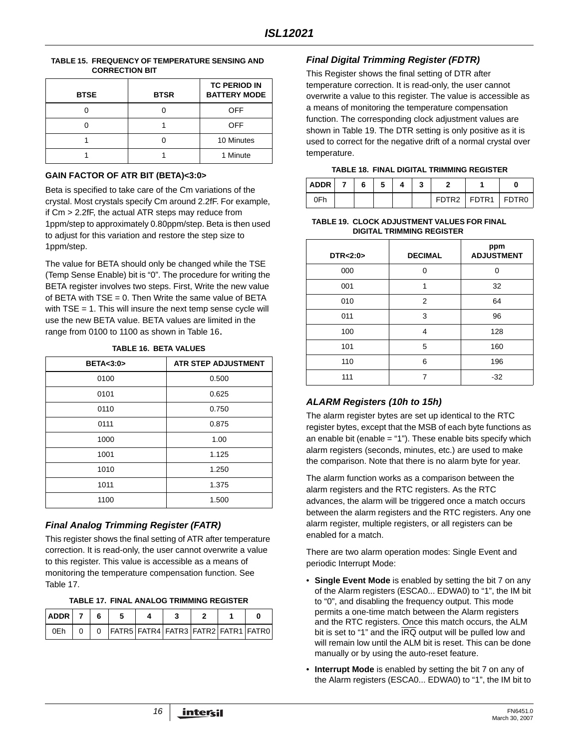**TABLE 15. FREQUENCY OF TEMPERATURE SENSING AND CORRECTION BIT**

| BTSE | BTSR | TC PERIOD IN BATTERY MODE |
|---|---|---|
| 0 | 0 | OFF |
| 0 | 1 | OFF |
| 1 | 0 | 10 Minutes |
| 1 | 1 | 1 Minute |

#### GAIN FACTOR OF ATR BIT (BETA)<3:0>

Beta is specified to take care of the Cm variations of the crystal. Most crystals specify Cm around 2.2fF. For example, if Cm > 2.2fF, the actual ATR steps may reduce from 1ppm/step to approximately 0.80ppm/step. Beta is then used to adjust for this variation and restore the step size to 1ppm/step.

The value for BETA should only be changed while the TSE (Temp Sense Enable) bit is "0". The procedure for writing the BETA register involves two steps. First, Write the new value of BETA with TSE = 0. Then Write the same value of BETA with TSE = 1. This will insure the next temp sense cycle will use the new BETA value. BETA values are limited in the range from 0100 to 1100 as shown in Table 16.

**TABLE 16. BETA VALUES**

| BETA<3:0> | ATR STEP ADJUSTMENT |
|---|---|
| 0100 | 0.500 |
| 0101 | 0.625 |
| 0110 | 0.750 |
| 0111 | 0.875 |
| 1000 | 1.00 |
| 1001 | 1.125 |
| 1010 | 1.250 |
| 1011 | 1.375 |
| 1100 | 1.500 |

### *Final Analog Trimming Register (FATR)*

This register shows the final setting of ATR after temperature correction. It is read-only, the user cannot overwrite a value to this register. This value is accessible as a means of monitoring the temperature compensation function. See Table 17.

**TABLE 17. FINAL ANALOG TRIMMING REGISTER**

| ADDR | 7 | 6 | 5 | 4 | 3 | 2 | 1 | 0 |
|---|---|---|---|---|---|---|---|---|
| 0Eh | 0 | 0 | FATR5 | FATR4 | FATR3 | FATR2 | FATR1 | FATR0 |

### *Final Digital Trimming Register (FDTR)*

This Register shows the final setting of DTR after temperature correction. It is read-only, the user cannot overwrite a value to this register. The value is accessible as a means of monitoring the temperature compensation function. The corresponding clock adjustment values are shown in Table 19. The DTR setting is only positive as it is used to correct for the negative drift of a normal crystal over temperature.

**TABLE 18. FINAL DIGITAL TRIMMING REGISTER**

| ADDR | 7 | 6 | 5 | 4 | 3 | 2 | 1 | 0 |
|---|---|---|---|---|---|---|---|---|
| 0Fh | | | | | | FDTR2 | FDTR1 | FDTR0 |

**TABLE 19. CLOCK ADJUSTMENT VALUES FOR FINAL DIGITAL TRIMMING REGISTER**

| DTR<2:0> | DECIMAL | ppm ADJUSTMENT |
|---|---|---|
| 000 | 0 | 0 |
| 001 | 1 | 32 |
| 010 | 2 | 64 |
| 011 | 3 | 96 |
| 100 | 4 | 128 |
| 101 | 5 | 160 |
| 110 | 6 | 196 |
| 111 | 7 | -32 |

### *ALARM Registers (10h to 15h)*

The alarm register bytes are set up identical to the RTC register bytes, except that the MSB of each byte functions as an enable bit (enable = "1"). These enable bits specify which alarm registers (seconds, minutes, etc.) are used to make the comparison. Note that there is no alarm byte for year.

The alarm function works as a comparison between the alarm registers and the RTC registers. As the RTC advances, the alarm will be triggered once a match occurs between the alarm registers and the RTC registers. Any one alarm register, multiple registers, or all registers can be enabled for a match.

There are two alarm operation modes: Single Event and periodic Interrupt Mode:

- **Single Event Mode** is enabled by setting the bit 7 on any of the Alarm registers (ESCA0... EDWA0) to "1", the IM bit to "0", and disabling the frequency output. This mode permits a one-time match between the Alarm registers and the RTC registers. Once this match occurs, the ALM bit is set to "1" and the $\overline{IRQ}$ output will be pulled low and will remain low until the ALM bit is reset. This can be done manually or by using the auto-reset feature.
- **Interrupt Mode** is enabled by setting the bit 7 on any of the Alarm registers (ESCA0... EDWA0) to "1", the IM bit to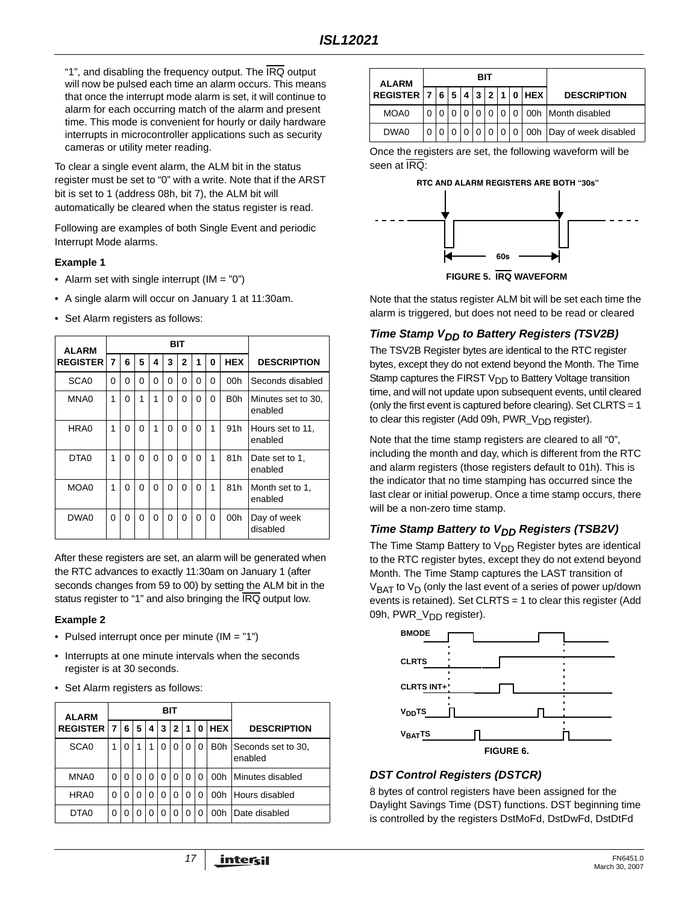"1", and disabling the frequency output. The $\overline{IRQ}$ output will now be pulsed each time an alarm occurs. This means that once the interrupt mode alarm is set, it will continue to alarm for each occurring match of the alarm and present time. This mode is convenient for hourly or daily hardware interrupts in microcontroller applications such as security cameras or utility meter reading.

To clear a single event alarm, the ALM bit in the status register must be set to "0" with a write. Note that if the ARST bit is set to 1 (address 08h, bit 7), the ALM bit will automatically be cleared when the status register is read.

Following are examples of both Single Event and periodic Interrupt Mode alarms.

**Example 1**

- Alarm set with single interrupt (IM = "0")
- A single alarm will occur on January 1 at 11:30am.
- Set Alarm registers as follows:

| ALARM REGISTER | BIT | | | | | | | | | DESCRIPTION |
|---|---|---|---|---|---|---|---|---|---|---|
| | 7 | 6 | 5 | 4 | 3 | 2 | 1 | 0 | HEX | |
| SCA0 | 0 | 0 | 0 | 0 | 0 | 0 | 0 | 0 | 00h | Seconds disabled |
| MNA0 | 1 | 0 | 1 | 1 | 0 | 0 | 0 | 0 | B0h | Minutes set to 30, enabled |
| HRA0 | 1 | 0 | 0 | 1 | 0 | 0 | 0 | 1 | 91h | Hours set to 11, enabled |
| DTA0 | 1 | 0 | 0 | 0 | 0 | 0 | 0 | 1 | 81h | Date set to 1, enabled |
| MOA0 | 1 | 0 | 0 | 0 | 0 | 0 | 0 | 1 | 81h | Month set to 1, enabled |
| DWA0 | 0 | 0 | 0 | 0 | 0 | 0 | 0 | 0 | 00h | Day of week disabled |

After these registers are set, an alarm will be generated when the RTC advances to exactly 11:30am on January 1 (after seconds changes from 59 to 00) by setting the ALM bit in the status register to "1" and also bringing the $\overline{IRQ}$ output low.

**Example 2**

- Pulsed interrupt once per minute (IM = "1")
- Interrupts at one minute intervals when the seconds register is at 30 seconds.
- Set Alarm registers as follows:

| ALARM REGISTER | BIT | | | | | | | | | DESCRIPTION |
|---|---|---|---|---|---|---|---|---|---|---|
| | 7 | 6 | 5 | 4 | 3 | 2 | 1 | 0 | HEX | |
| SCA0 | 1 | 0 | 1 | 1 | 0 | 0 | 0 | 0 | B0h | Seconds set to 30, enabled |
| MNA0 | 0 | 0 | 0 | 0 | 0 | 0 | 0 | 0 | 00h | Minutes disabled |
| HRA0 | 0 | 0 | 0 | 0 | 0 | 0 | 0 | 0 | 00h | Hours disabled |
| DTA0 | 0 | 0 | 0 | 0 | 0 | 0 | 0 | 0 | 00h | Date disabled |
| MOA0 | 0 | 0 | 0 | 0 | 0 | 0 | 0 | 0 | 00h | Month disabled |
| DWA0 | 0 | 0 | 0 | 0 | 0 | 0 | 0 | 0 | 00h | Day of week disabled |

Once the registers are set, the following waveform will be seen at $\overline{IRQ}$:

RTC AND ALARM REGISTERS ARE BOTH "30s"

60s

FIGURE 5. $\overline{IRQ}$ WAVEFORM

Note that the status register ALM bit will be set each time the alarm is triggered, but does not need to be read or cleared

### *Time Stamp $V_{DD}$ to Battery Registers (TSV2B)*

The TSV2B Register bytes are identical to the RTC register bytes, except they do not extend beyond the Month. The Time Stamp captures the FIRST $V_{DD}$ to Battery Voltage transition time, and will not update upon subsequent events, until cleared (only the first event is captured before clearing). Set CLRTS = 1 to clear this register (Add 09h, PWR_$V_{DD}$ register).

Note that the time stamp registers are cleared to all "0", including the month and day, which is different from the RTC and alarm registers (those registers default to 01h). This is the indicator that no time stamping has occurred since the last clear or initial powerup. Once a time stamp occurs, there will be a non-zero time stamp.

### *Time Stamp Battery to $V_{DD}$ Registers (TSB2V)*

The Time Stamp Battery to $V_{DD}$ Register bytes are identical to the RTC register bytes, except they do not extend beyond Month. The Time Stamp captures the LAST transition of $V_{BAT}$ to $V_D$ (only the last event of a series of power up/down events is retained). Set CLRTS = 1 to clear this register (Add 09h, PWR_$V_{DD}$ register).

BMODE

CLRTS

CLRTS INT+

$V_{DD}$TS

$V_{BAT}$TS

FIGURE 6.

### *DST Control Registers (DSTCR)*

8 bytes of control registers have been assigned for the Daylight Savings Time (DST) functions. DST beginning time is controlled by the registers DstMoFd, DstDwFd, DstDtFd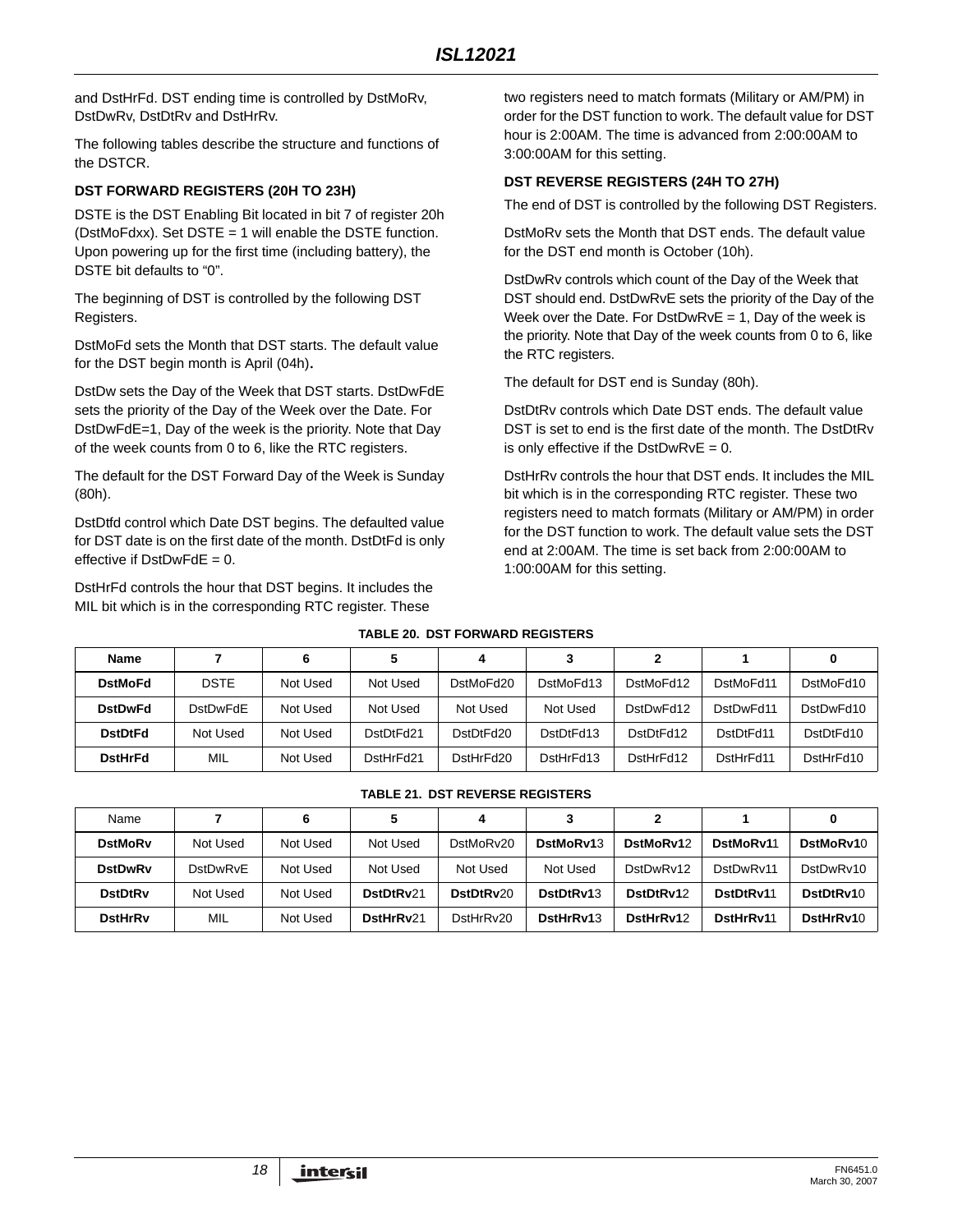and DstHrFd. DST ending time is controlled by DstMoRv, DstDwRv, DstDtRv and DstHrRv.

The following tables describe the structure and functions of the DSTCR.

### DST FORWARD REGISTERS (20H TO 23H)

DSTE is the DST Enabling Bit located in bit 7 of register 20h (DstMoFdxx). Set DSTE = 1 will enable the DSTE function. Upon powering up for the first time (including battery), the DSTE bit defaults to “0”.

The beginning of DST is controlled by the following DST Registers.

DstMoFd sets the Month that DST starts. The default value for the DST begin month is April (04h)**.**

DstDw sets the Day of the Week that DST starts. DstDwFdE sets the priority of the Day of the Week over the Date. For DstDwFdE=1, Day of the week is the priority. Note that Day of the week counts from 0 to 6, like the RTC registers.

The default for the DST Forward Day of the Week is Sunday (80h).

DstDtfd control which Date DST begins. The defaulted value for DST date is on the first date of the month. DstDtFd is only effective if DstDwFdE = 0.

DstHrFd controls the hour that DST begins. It includes the MIL bit which is in the corresponding RTC register. These two registers need to match formats (Military or AM/PM) in order for the DST function to work. The default value for DST hour is 2:00AM. The time is advanced from 2:00:00AM to 3:00:00AM for this setting.

### DST REVERSE REGISTERS (24H TO 27H)

The end of DST is controlled by the following DST Registers.

DstMoRv sets the Month that DST ends. The default value for the DST end month is October (10h).

DstDwRv controls which count of the Day of the Week that DST should end. DstDwRvE sets the priority of the Day of the Week over the Date. For DstDwRvE = 1, Day of the week is the priority. Note that Day of the week counts from 0 to 6, like the RTC registers.

The default for DST end is Sunday (80h).

DstDtRv controls which Date DST ends. The default value DST is set to end is the first date of the month. The DstDtRv is only effective if the DstDwRvE = 0.

DstHrRv controls the hour that DST ends. It includes the MIL bit which is in the corresponding RTC register. These two registers need to match formats (Military or AM/PM) in order for the DST function to work. The default value sets the DST end at 2:00AM. The time is set back from 2:00:00AM to 1:00:00AM for this setting.

**TABLE 20. DST FORWARD REGISTERS**

| Name | 7 | 6 | 5 | 4 | 3 | 2 | 1 | 0 |
|---|---|---|---|---|---|---|---|---|
| **DstMoFd** | DSTE | Not Used | Not Used | DstMoFd20 | DstMoFd13 | DstMoFd12 | DstMoFd11 | DstMoFd10 |
| **DstDwFd** | DstDwFdE | Not Used | Not Used | Not Used | Not Used | DstDwFd12 | DstDwFd11 | DstDwFd10 |
| **DstDtFd** | Not Used | Not Used | DstDtFd21 | DstDtFd20 | DstDtFd13 | DstDtFd12 | DstDtFd11 | DstDtFd10 |
| **DstHrFd** | MIL | Not Used | DstHrFd21 | DstHrFd20 | DstHrFd13 | DstHrFd12 | DstHrFd11 | DstHrFd10 |

**TABLE 21. DST REVERSE REGISTERS**

| Name | 7 | 6 | 5 | 4 | 3 | 2 | 1 | 0 |
|---|---|---|---|---|---|---|---|---|
| **DstMoRv** | Not Used | Not Used | Not Used | DstMoRv20 | **DstMoRv1**3 | **DstMoRv1**2 | **DstMoRv1**1 | **DstMoRv1**0 |
| **DstDwRv** | DstDwRvE | Not Used | Not Used | Not Used | Not Used | DstDwRv12 | DstDwRv11 | DstDwRv10 |
| **DstDtRv** | Not Used | Not Used | **DstDtRv**21 | **DstDtRv**20 | **DstDtRv1**3 | **DstDtRv1**2 | **DstDtRv1**1 | **DstDtRv1**0 |
| **DstHrRv** | MIL | Not Used | **DstHrRv**21 | DstHrRv20 | **DstHrRv1**3 | **DstHrRv1**2 | **DstHrRv1**1 | **DstHrRv1**0 |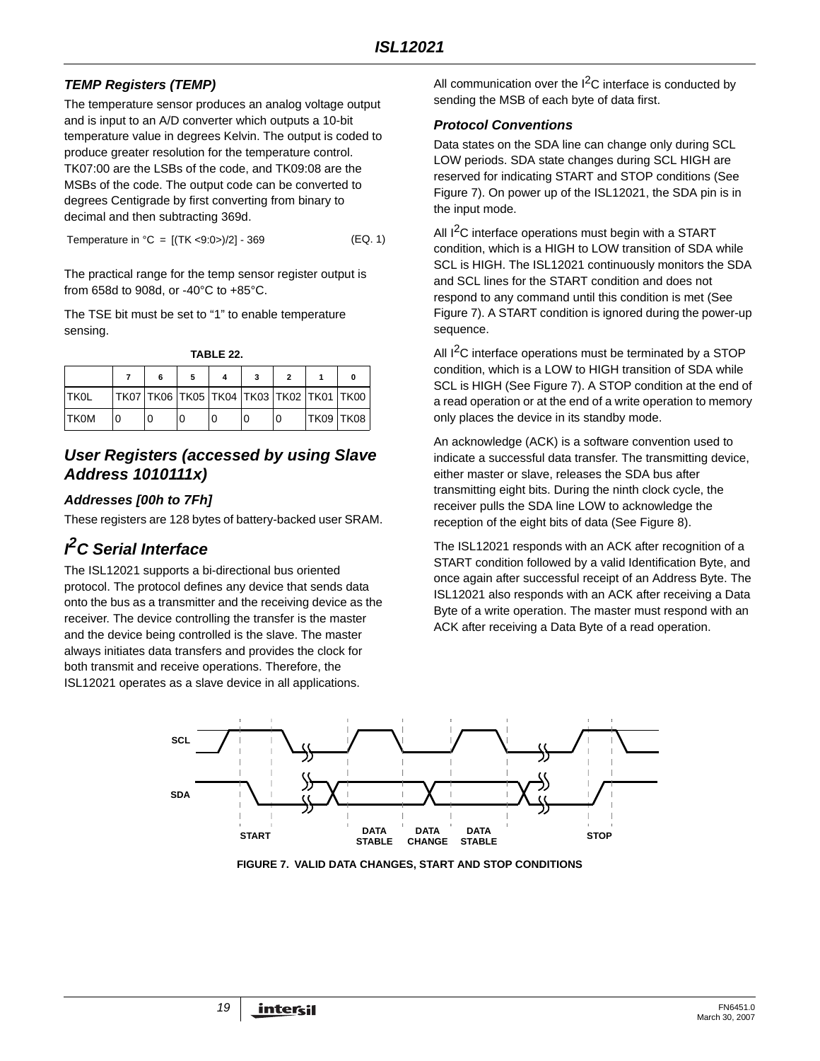### TEMP Registers (TEMP)

The temperature sensor produces an analog voltage output and is input to an A/D converter which outputs a 10-bit temperature value in degrees Kelvin. The output is coded to produce greater resolution for the temperature control. TK07:00 are the LSBs of the code, and TK09:08 are the MSBs of the code. The output code can be converted to degrees Centigrade by first converting from binary to decimal and then subtracting 369d.

$$\text{Temperature in °C} = [(\text{TK} <9:0>)/2] - 369 \quad \text{(EQ. 1)}$$

The practical range for the temp sensor register output is from 658d to 908d, or -40°C to +85°C.

The TSE bit must be set to “1” to enable temperature sensing.

**TABLE 22.**

| | 7 | 6 | 5 | 4 | 3 | 2 | 1 | 0 |
|---|---|---|---|---|---|---|---|---|
| TK0L | TK07 | TK06 | TK05 | TK04 | TK03 | TK02 | TK01 | TK00 |
| TK0M | 0 | 0 | 0 | 0 | 0 | 0 | TK09 | TK08 |

## User Registers (accessed by using Slave Address 1010111x)

### Addresses [00h to 7Fh]

These registers are 128 bytes of battery-backed user SRAM.

## $I^2C$ Serial Interface

The ISL12021 supports a bi-directional bus oriented protocol. The protocol defines any device that sends data onto the bus as a transmitter and the receiving device as the receiver. The device controlling the transfer is the master and the device being controlled is the slave. The master always initiates data transfers and provides the clock for both transmit and receive operations. Therefore, the ISL12021 operates as a slave device in all applications.

All communication over the $I^2C$ interface is conducted by sending the MSB of each byte of data first.

### Protocol Conventions

Data states on the SDA line can change only during SCL LOW periods. SDA state changes during SCL HIGH are reserved for indicating START and STOP conditions (See Figure 7). On power up of the ISL12021, the SDA pin is in the input mode.

All $I^2C$ interface operations must begin with a START condition, which is a HIGH to LOW transition of SDA while SCL is HIGH. The ISL12021 continuously monitors the SDA and SCL lines for the START condition and does not respond to any command until this condition is met (See Figure 7). A START condition is ignored during the power-up sequence.

All $I^2C$ interface operations must be terminated by a STOP condition, which is a LOW to HIGH transition of SDA while SCL is HIGH (See Figure 7). A STOP condition at the end of a read operation or at the end of a write operation to memory only places the device in its standby mode.

An acknowledge (ACK) is a software convention used to indicate a successful data transfer. The transmitting device, either master or slave, releases the SDA bus after transmitting eight bits. During the ninth clock cycle, the receiver pulls the SDA line LOW to acknowledge the reception of the eight bits of data (See Figure 8).

The ISL12021 responds with an ACK after recognition of a START condition followed by a valid Identification Byte, and once again after successful receipt of an Address Byte. The ISL12021 also responds with an ACK after receiving a Data Byte of a write operation. The master must respond with an ACK after receiving a Data Byte of a read operation.

SCL SDA START DATA STABLE DATA CHANGE DATA STABLE STOP

FIGURE 7. VALID DATA CHANGES, START AND STOP CONDITIONS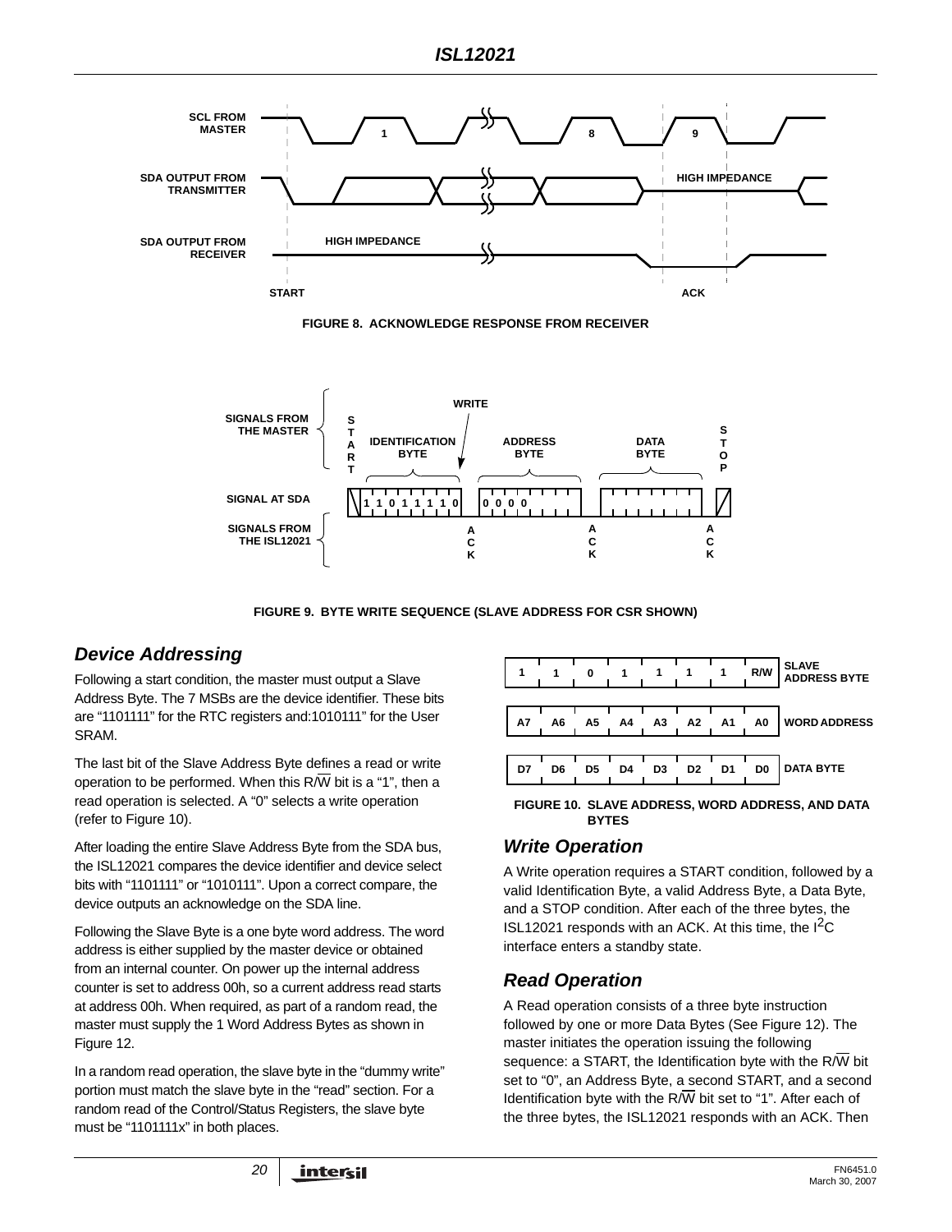FIGURE 8. ACKNOWLEDGE RESPONSE FROM RECEIVER

FIGURE 9. BYTE WRITE SEQUENCE (SLAVE ADDRESS FOR CSR SHOWN)

## Device Addressing

Following a start condition, the master must output a Slave Address Byte. The 7 MSBs are the device identifier. These bits are "1101111" for the RTC registers and:1010111" for the User SRAM.

The last bit of the Slave Address Byte defines a read or write operation to be performed. When this R/$\overline{W}$ bit is a "1", then a read operation is selected. A "0" selects a write operation (refer to Figure 10).

After loading the entire Slave Address Byte from the SDA bus, the ISL12021 compares the device identifier and device select bits with "1101111" or "1010111". Upon a correct compare, the device outputs an acknowledge on the SDA line.

Following the Slave Byte is a one byte word address. The word address is either supplied by the master device or obtained from an internal counter. On power up the internal address counter is set to address 00h, so a current address read starts at address 00h. When required, as part of a random read, the master must supply the 1 Word Address Bytes as shown in Figure 12.

In a random read operation, the slave byte in the "dummy write" portion must match the slave byte in the "read" section. For a random read of the Control/Status Registers, the slave byte must be "1101111x" in both places.

| | | | | | | | | |
|---|---|---|---|---|---|---|---|---|
| 1 | 1 | 0 | 1 | 1 | 1 | 1 | R/W | SLAVE ADDRESS BYTE |
| A7 | A6 | A5 | A4 | A3 | A2 | A1 | A0 | WORD ADDRESS |
| D7 | D6 | D5 | D4 | D3 | D2 | D1 | D0 | DATA BYTE |

FIGURE 10. SLAVE ADDRESS, WORD ADDRESS, AND DATA BYTES

## Write Operation

A Write operation requires a START condition, followed by a valid Identification Byte, a valid Address Byte, a Data Byte, and a STOP condition. After each of the three bytes, the ISL12021 responds with an ACK. At this time, the $I^2C$ interface enters a standby state.

## Read Operation

A Read operation consists of a three byte instruction followed by one or more Data Bytes (See Figure 12). The master initiates the operation issuing the following sequence: a START, the Identification byte with the R/$\overline{W}$ bit set to "0", an Address Byte, a second START, and a second Identification byte with the R/$\overline{W}$ bit set to "1". After each of the three bytes, the ISL12021 responds with an ACK. Then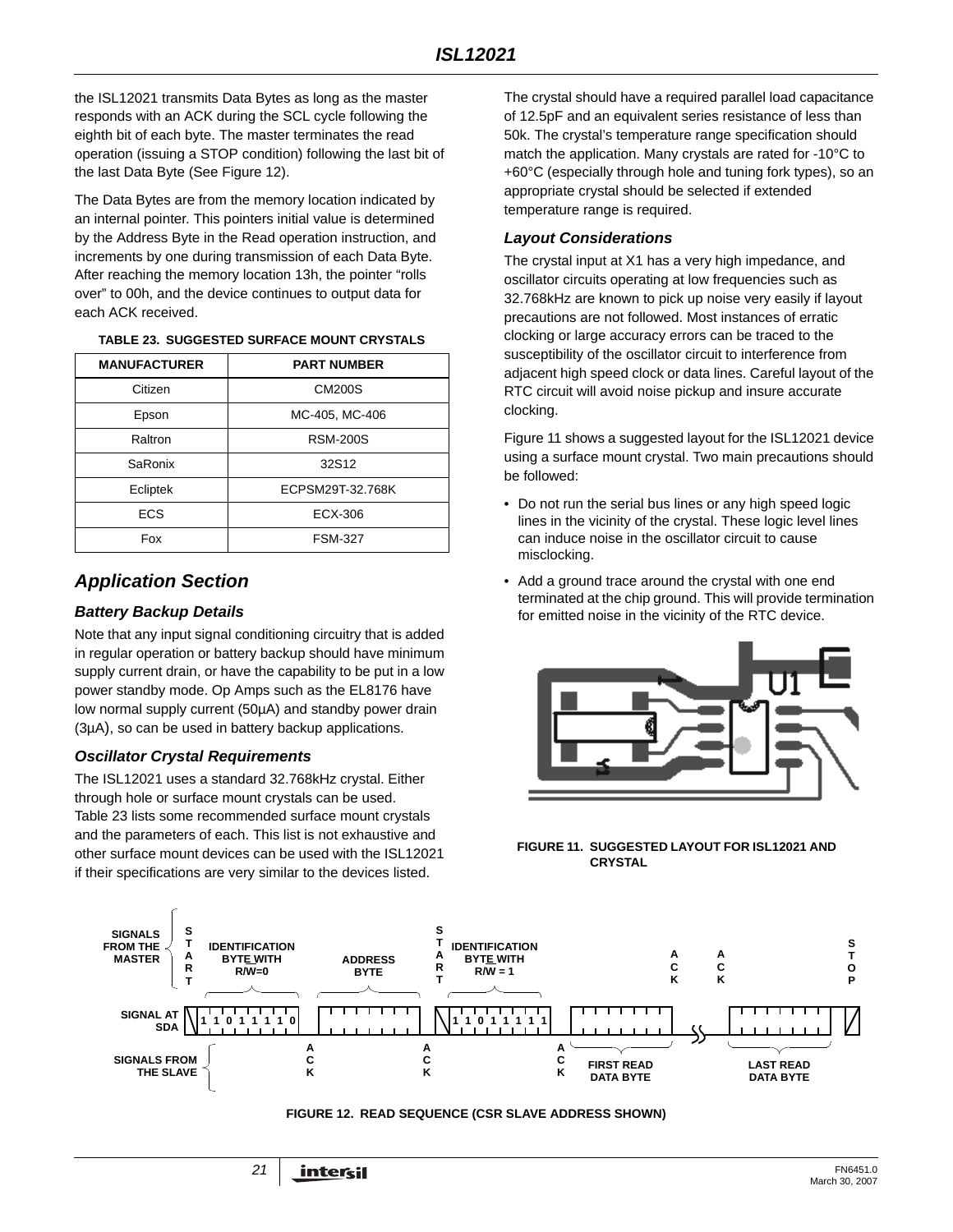the ISL12021 transmits Data Bytes as long as the master responds with an ACK during the SCL cycle following the eighth bit of each byte. The master terminates the read operation (issuing a STOP condition) following the last bit of the last Data Byte (See Figure 12).

The Data Bytes are from the memory location indicated by an internal pointer. This pointers initial value is determined by the Address Byte in the Read operation instruction, and increments by one during transmission of each Data Byte. After reaching the memory location 13h, the pointer "rolls over" to 00h, and the device continues to output data for each ACK received.

**TABLE 23. SUGGESTED SURFACE MOUNT CRYSTALS**

| MANUFACTURER | PART NUMBER |
|---|---|
| Citizen | CM200S |
| Epson | MC-405, MC-406 |
| Raltron | RSM-200S |
| SaRonix | 32S12 |
| Ecliptek | ECPSM29T-32.768K |
| ECS | ECX-306 |
| Fox | FSM-327 |

## Application Section

### Battery Backup Details

Note that any input signal conditioning circuitry that is added in regular operation or battery backup should have minimum supply current drain, or have the capability to be put in a low power standby mode. Op Amps such as the EL8176 have low normal supply current (50µA) and standby power drain (3µA), so can be used in battery backup applications.

### Oscillator Crystal Requirements

The ISL12021 uses a standard 32.768kHz crystal. Either through hole or surface mount crystals can be used. Table 23 lists some recommended surface mount crystals and the parameters of each. This list is not exhaustive and other surface mount devices can be used with the ISL12021 if their specifications are very similar to the devices listed.

The crystal should have a required parallel load capacitance of 12.5pF and an equivalent series resistance of less than 50k. The crystal's temperature range specification should match the application. Many crystals are rated for -10°C to +60°C (especially through hole and tuning fork types), so an appropriate crystal should be selected if extended temperature range is required.

### Layout Considerations

The crystal input at X1 has a very high impedance, and oscillator circuits operating at low frequencies such as 32.768kHz are known to pick up noise very easily if layout precautions are not followed. Most instances of erratic clocking or large accuracy errors can be traced to the susceptibility of the oscillator circuit to interference from adjacent high speed clock or data lines. Careful layout of the RTC circuit will avoid noise pickup and insure accurate clocking.

Figure 11 shows a suggested layout for the ISL12021 device using a surface mount crystal. Two main precautions should be followed:

- Do not run the serial bus lines or any high speed logic lines in the vicinity of the crystal. These logic level lines can induce noise in the oscillator circuit to cause misclocking.
- Add a ground trace around the crystal with one end terminated at the chip ground. This will provide termination for emitted noise in the vicinity of the RTC device.

**FIGURE 11. SUGGESTED LAYOUT FOR ISL12021 AND CRYSTAL**

**FIGURE 12. READ SEQUENCE (CSR SLAVE ADDRESS SHOWN)**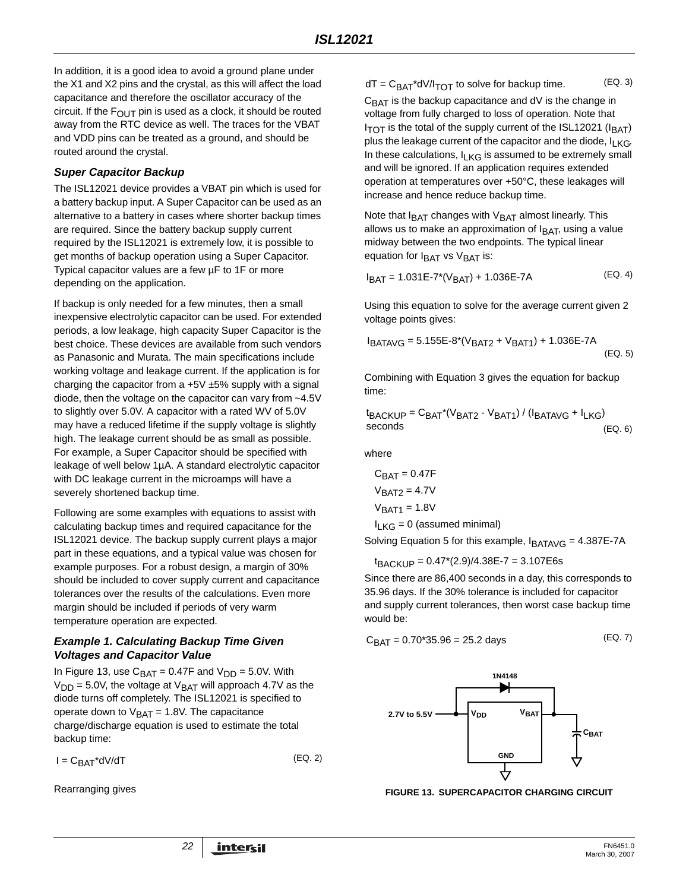In addition, it is a good idea to avoid a ground plane under the X1 and X2 pins and the crystal, as this will affect the load capacitance and therefore the oscillator accuracy of the circuit. If the $F_{OUT}$ pin is used as a clock, it should be routed away from the RTC device as well. The traces for the VBAT and VDD pins can be treated as a ground, and should be routed around the crystal.

### *Super Capacitor Backup*

The ISL12021 device provides a VBAT pin which is used for a battery backup input. A Super Capacitor can be used as an alternative to a battery in cases where shorter backup times are required. Since the battery backup supply current required by the ISL12021 is extremely low, it is possible to get months of backup operation using a Super Capacitor. Typical capacitor values are a few µF to 1F or more depending on the application.

If backup is only needed for a few minutes, then a small inexpensive electrolytic capacitor can be used. For extended periods, a low leakage, high capacity Super Capacitor is the best choice. These devices are available from such vendors as Panasonic and Murata. The main specifications include working voltage and leakage current. If the application is for charging the capacitor from a +5V ±5% supply with a signal diode, then the voltage on the capacitor can vary from ~4.5V to slightly over 5.0V. A capacitor with a rated WV of 5.0V may have a reduced lifetime if the supply voltage is slightly high. The leakage current should be as small as possible. For example, a Super Capacitor should be specified with leakage of well below 1µA. A standard electrolytic capacitor with DC leakage current in the microamps will have a severely shortened backup time.

Following are some examples with equations to assist with calculating backup times and required capacitance for the ISL12021 device. The backup supply current plays a major part in these equations, and a typical value was chosen for example purposes. For a robust design, a margin of 30% should be included to cover supply current and capacitance tolerances over the results of the calculations. Even more margin should be included if periods of very warm temperature operation are expected.

### *Example 1. Calculating Backup Time Given Voltages and Capacitor Value*

In Figure 13, use $C_{BAT}$ = 0.47F and $V_{DD}$ = 5.0V. With $V_{DD}$ = 5.0V, the voltage at $V_{BAT}$ will approach 4.7V as the diode turns off completely. The ISL12021 is specified to operate down to $V_{BAT}$ = 1.8V. The capacitance charge/discharge equation is used to estimate the total backup time:

$$I = C_{BAT} * dV/dT \quad \text{(EQ. 2)}$$

Rearranging gives

$$dT = C_{BAT} * dV/I_{TOT} \text{ to solve for backup time.} \quad \text{(EQ. 3)}$$

$C_{BAT}$ is the backup capacitance and dV is the change in voltage from fully charged to loss of operation. Note that $I_{TOT}$ is the total of the supply current of the ISL12021 ($I_{BAT}$) plus the leakage current of the capacitor and the diode, $I_{LKG}$. In these calculations, $I_{LKG}$ is assumed to be extremely small and will be ignored. If an application requires extended operation at temperatures over +50°C, these leakages will increase and hence reduce backup time.

Note that $I_{BAT}$ changes with $V_{BAT}$ almost linearly. This allows us to make an approximation of $I_{BAT}$, using a value midway between the two endpoints. The typical linear equation for $I_{BAT}$ vs $V_{BAT}$ is:

$$I_{BAT} = 1.031E\text{-}7 * (V_{BAT}) + 1.036E\text{-}7A \quad \text{(EQ. 4)}$$

Using this equation to solve for the average current given 2 voltage points gives:

$$I_{BATAVG} = 5.155E\text{-}8 * (V_{BAT2} + V_{BAT1}) + 1.036E\text{-}7A \quad \text{(EQ. 5)}$$

Combining with Equation 3 gives the equation for backup time:

$$t_{BACKUP} = C_{BAT} * (V_{BAT2} - V_{BAT1}) / (I_{BATAVG} + I_{LKG}) \text{ seconds} \quad \text{(EQ. 6)}$$

where

$C_{BAT}$ = 0.47F

$V_{BAT2}$ = 4.7V

$V_{BAT1}$ = 1.8V

$I_{LKG}$ = 0 (assumed minimal)

Solving Equation 5 for this example, $I_{BATAVG}$ = 4.387E-7A

$$t_{BACKUP} = 0.47 * (2.9) / 4.38E\text{-}7 = 3.107E6s$$

Since there are 86,400 seconds in a day, this corresponds to 35.96 days. If the 30% tolerance is included for capacitor and supply current tolerances, then worst case backup time would be:

$$C_{BAT} = 0.70 * 35.96 = 25.2 \text{ days} \quad \text{(EQ. 7)}$$

1N4148

2.7V to 5.5V — $V_{DD}$ — $V_{BAT}$ — $C_{BAT}$

GND

**FIGURE 13. SUPERCAPACITOR CHARGING CIRCUIT**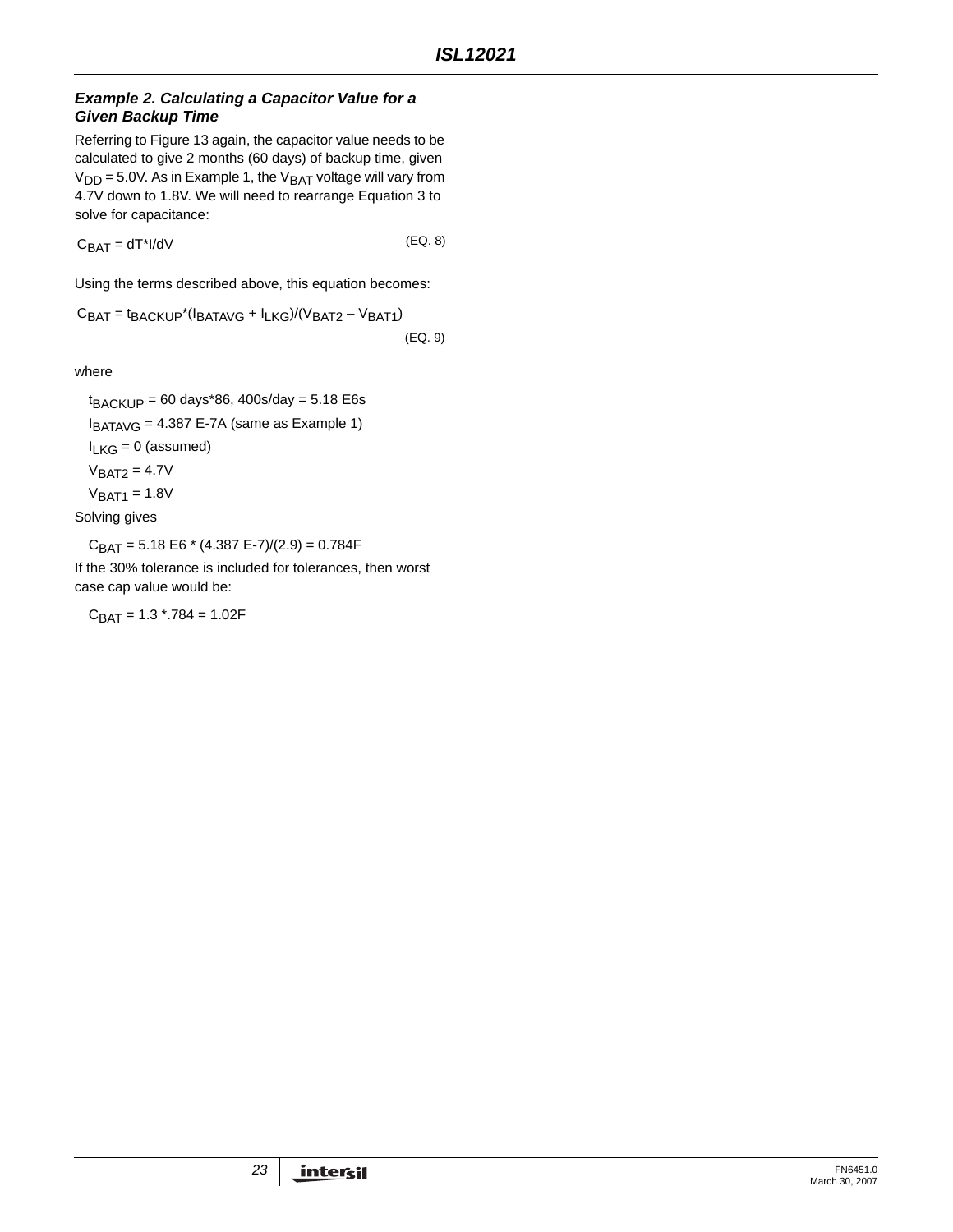### *Example 2. Calculating a Capacitor Value for a Given Backup Time*

Referring to Figure 13 again, the capacitor value needs to be calculated to give 2 months (60 days) of backup time, given $V_{DD}$ = 5.0V. As in Example 1, the $V_{BAT}$ voltage will vary from 4.7V down to 1.8V. We will need to rearrange Equation 3 to solve for capacitance:

$$C_{BAT} = dT*I/dV \qquad \text{(EQ. 8)}$$

Using the terms described above, this equation becomes:

$$C_{BAT} = t_{BACKUP}*(I_{BATAVG} + I_{LKG})/(V_{BAT2} - V_{BAT1}) \qquad \text{(EQ. 9)}$$

where

$t_{BACKUP}$ = 60 days*86, 400s/day = 5.18 E6s

$I_{BATAVG}$ = 4.387 E-7A (same as Example 1)

$I_{LKG}$ = 0 (assumed)

$V_{BAT2}$ = 4.7V

$V_{BAT1}$ = 1.8V

Solving gives

$C_{BAT}$ = 5.18 E6 * (4.387 E-7)/(2.9) = 0.784F

If the 30% tolerance is included for tolerances, then worst case cap value would be:

$C_{BAT}$ = 1.3 *.784 = 1.02F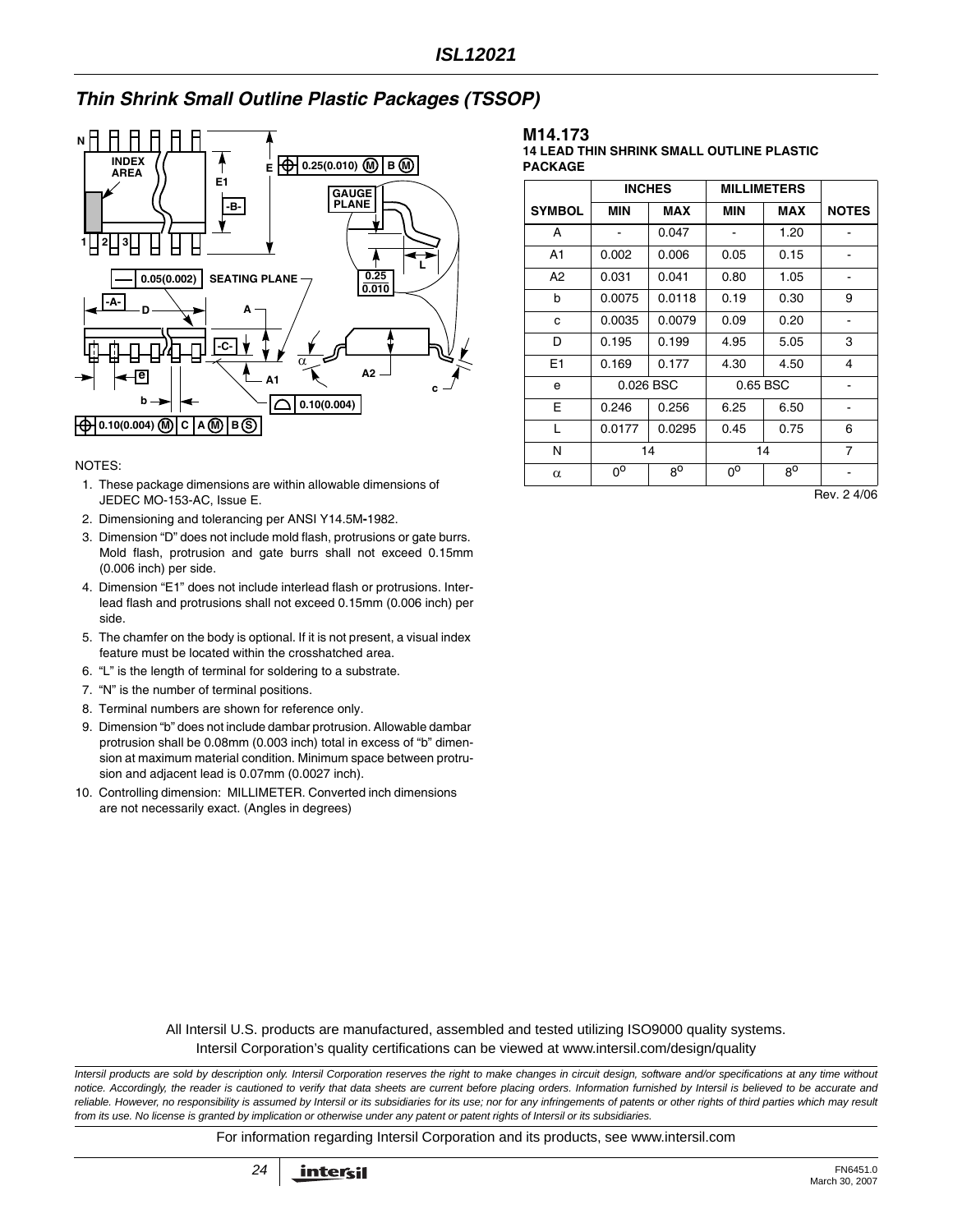## Thin Shrink Small Outline Plastic Packages (TSSOP)

N
INDEX AREA
E1
E
0.25(0.010) M B M
-B-
GAUGE PLANE
1 2 3
L
0.25
0.010
0.05(0.002)
SEATING PLANE
-A-
D
A
-C-
α
A2
A1
e
c
b
0.10(0.004)
0.10(0.004) M C A M B S

### M14.173

**14 LEAD THIN SHRINK SMALL OUTLINE PLASTIC PACKAGE**

| | INCHES | | MILLIMETERS | | |
|---|---|---|---|---|---|
| SYMBOL | MIN | MAX | MIN | MAX | NOTES |
| A | - | 0.047 | - | 1.20 | - |
| A1 | 0.002 | 0.006 | 0.05 | 0.15 | - |
| A2 | 0.031 | 0.041 | 0.80 | 1.05 | - |
| b | 0.0075 | 0.0118 | 0.19 | 0.30 | 9 |
| c | 0.0035 | 0.0079 | 0.09 | 0.20 | - |
| D | 0.195 | 0.199 | 4.95 | 5.05 | 3 |
| E1 | 0.169 | 0.177 | 4.30 | 4.50 | 4 |
| e | 0.026 BSC | | 0.65 BSC | | - |
| E | 0.246 | 0.256 | 6.25 | 6.50 | - |
| L | 0.0177 | 0.0295 | 0.45 | 0.75 | 6 |
| N | 14 | | 14 | | 7 |
| α | 0° | 8° | 0° | 8° | - |

Rev. 2 4/06

NOTES:

1. These package dimensions are within allowable dimensions of JEDEC MO-153-AC, Issue E.
2. Dimensioning and tolerancing per ANSI Y14.5M-1982.
3. Dimension "D" does not include mold flash, protrusions or gate burrs. Mold flash, protrusion and gate burrs shall not exceed 0.15mm (0.006 inch) per side.
4. Dimension "E1" does not include interlead flash or protrusions. Interlead flash and protrusions shall not exceed 0.15mm (0.006 inch) per side.
5. The chamfer on the body is optional. If it is not present, a visual index feature must be located within the crosshatched area.
6. "L" is the length of terminal for soldering to a substrate.
7. "N" is the number of terminal positions.
8. Terminal numbers are shown for reference only.
9. Dimension "b" does not include dambar protrusion. Allowable dambar protrusion shall be 0.08mm (0.003 inch) total in excess of "b" dimension at maximum material condition. Minimum space between protrusion and adjacent lead is 0.07mm (0.0027 inch).
10. Controlling dimension: MILLIMETER. Converted inch dimensions are not necessarily exact. (Angles in degrees)

All Intersil U.S. products are manufactured, assembled and tested utilizing ISO9000 quality systems.
Intersil Corporation's quality certifications can be viewed at www.intersil.com/design/quality

*Intersil products are sold by description only. Intersil Corporation reserves the right to make changes in circuit design, software and/or specifications at any time without notice. Accordingly, the reader is cautioned to verify that data sheets are current before placing orders. Information furnished by Intersil is believed to be accurate and reliable. However, no responsibility is assumed by Intersil or its subsidiaries for its use; nor for any infringements of patents or other rights of third parties which may result from its use. No license is granted by implication or otherwise under any patent or patent rights of Intersil or its subsidiaries.*

For information regarding Intersil Corporation and its products, see www.intersil.com